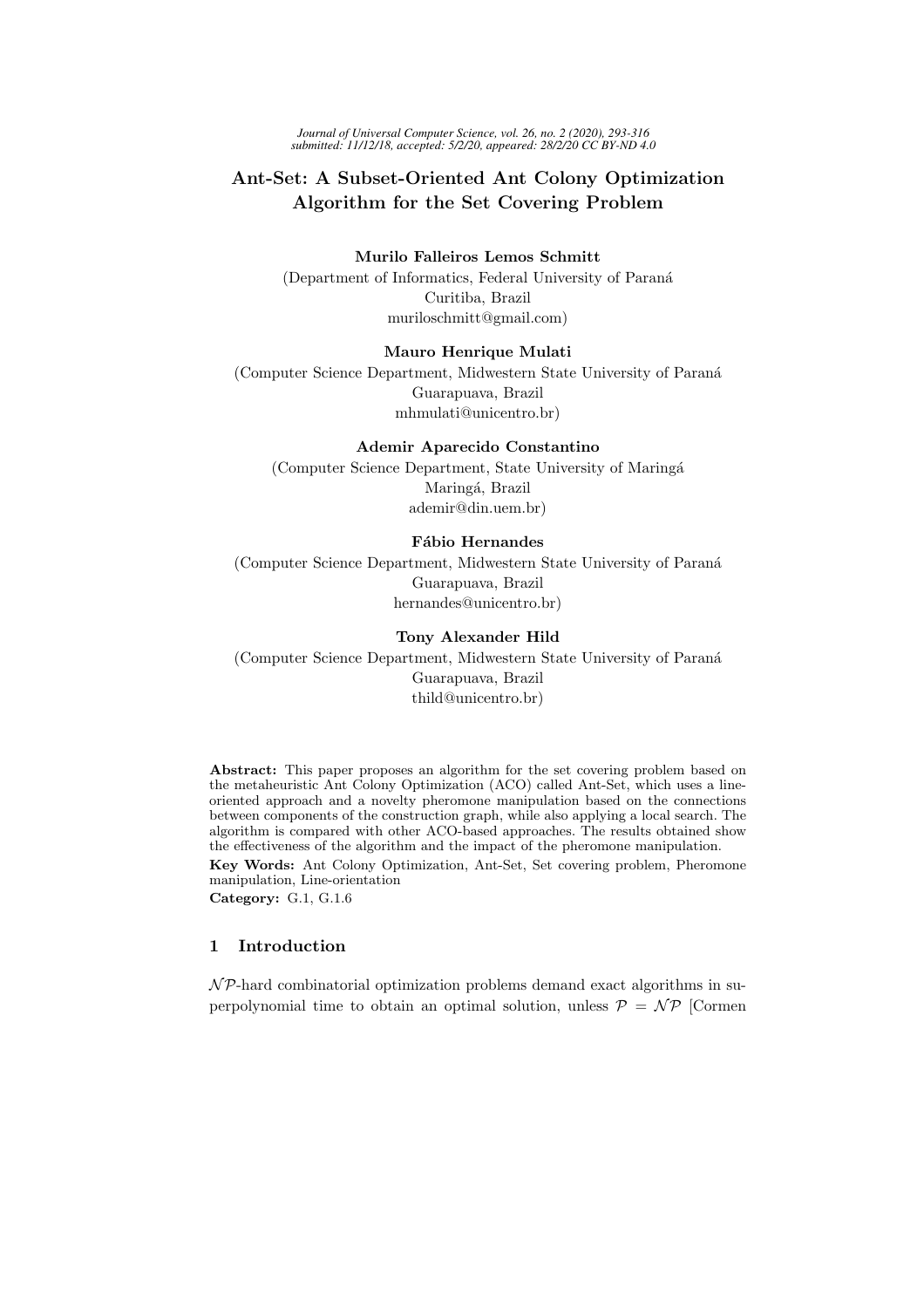# Ant-Set: A Subset-Oriented Ant Colony Optimization Algorithm for the Set Covering Problem

**Murilo Falleiros Lemos Schmitt**
(Department of Informatics, Federal University of Paraná
Curitiba, Brazil
muriloschmitt@gmail.com)

**Mauro Henrique Mulati**
(Computer Science Department, Midwestern State University of Paraná
Guarapuava, Brazil
mhmulati@unicentro.br)

**Ademir Aparecido Constantino**
(Computer Science Department, State University of Maringá
Maringá, Brazil
ademir@din.uem.br)

**Fábio Hernandes**
(Computer Science Department, Midwestern State University of Paraná
Guarapuava, Brazil
hernandes@unicentro.br)

**Tony Alexander Hild**
(Computer Science Department, Midwestern State University of Paraná
Guarapuava, Brazil
thild@unicentro.br)

**Abstract:** This paper proposes an algorithm for the set covering problem based on the metaheuristic Ant Colony Optimization (ACO) called Ant-Set, which uses a line-oriented approach and a novelty pheromone manipulation based on the connections between components of the construction graph, while also applying a local search. The algorithm is compared with other ACO-based approaches. The results obtained show the effectiveness of the algorithm and the impact of the pheromone manipulation.

**Key Words:** Ant Colony Optimization, Ant-Set, Set covering problem, Pheromone manipulation, Line-orientation

**Category:** G.1, G.1.6

## 1 Introduction

$\mathcal{NP}$-hard combinatorial optimization problems demand exact algorithms in superpolynomial time to obtain an optimal solution, unless $\mathcal{P} = \mathcal{NP}$ [Cormen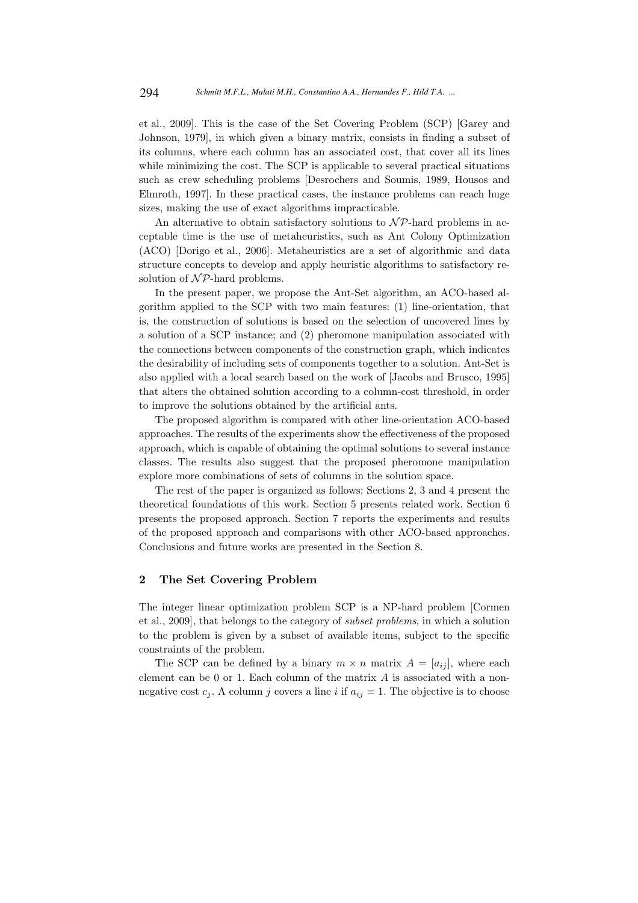et al., 2009]. This is the case of the Set Covering Problem (SCP) [Garey and Johnson, 1979], in which given a binary matrix, consists in finding a subset of its columns, where each column has an associated cost, that cover all its lines while minimizing the cost. The SCP is applicable to several practical situations such as crew scheduling problems [Desrochers and Soumis, 1989, Housos and Elmroth, 1997]. In these practical cases, the instance problems can reach huge sizes, making the use of exact algorithms impracticable.

An alternative to obtain satisfactory solutions to $\mathcal{NP}$-hard problems in acceptable time is the use of metaheuristics, such as Ant Colony Optimization (ACO) [Dorigo et al., 2006]. Metaheuristics are a set of algorithmic and data structure concepts to develop and apply heuristic algorithms to satisfactory resolution of $\mathcal{NP}$-hard problems.

In the present paper, we propose the Ant-Set algorithm, an ACO-based algorithm applied to the SCP with two main features: (1) line-orientation, that is, the construction of solutions is based on the selection of uncovered lines by a solution of a SCP instance; and (2) pheromone manipulation associated with the connections between components of the construction graph, which indicates the desirability of including sets of components together to a solution. Ant-Set is also applied with a local search based on the work of [Jacobs and Brusco, 1995] that alters the obtained solution according to a column-cost threshold, in order to improve the solutions obtained by the artificial ants.

The proposed algorithm is compared with other line-orientation ACO-based approaches. The results of the experiments show the effectiveness of the proposed approach, which is capable of obtaining the optimal solutions to several instance classes. The results also suggest that the proposed pheromone manipulation explore more combinations of sets of columns in the solution space.

The rest of the paper is organized as follows: Sections 2, 3 and 4 present the theoretical foundations of this work. Section 5 presents related work. Section 6 presents the proposed approach. Section 7 reports the experiments and results of the proposed approach and comparisons with other ACO-based approaches. Conclusions and future works are presented in the Section 8.

## 2 The Set Covering Problem

The integer linear optimization problem SCP is a NP-hard problem [Cormen et al., 2009], that belongs to the category of *subset problems*, in which a solution to the problem is given by a subset of available items, subject to the specific constraints of the problem.

The SCP can be defined by a binary $m \times n$ matrix $A = [a_{ij}]$, where each element can be 0 or 1. Each column of the matrix $A$ is associated with a nonnegative cost $c_j$. A column $j$ covers a line $i$ if $a_{ij} = 1$. The objective is to choose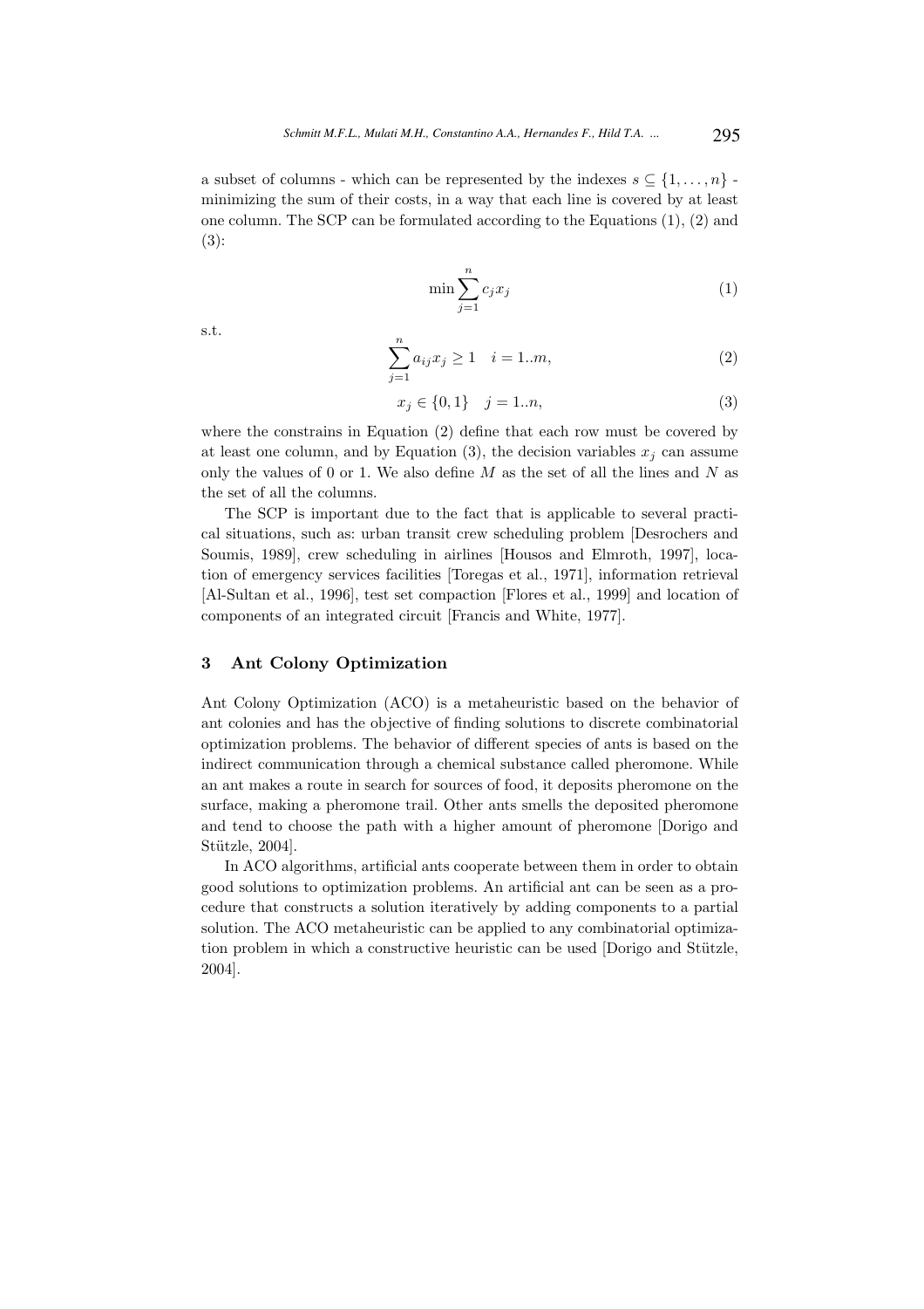a subset of columns - which can be represented by the indexes $s \subseteq \{1, \ldots, n\}$ - minimizing the sum of their costs, in a way that each line is covered by at least one column. The SCP can be formulated according to the Equations (1), (2) and (3):

$$\min \sum_{j=1}^{n} c_j x_j \tag{1}$$

s.t.

$$\sum_{j=1}^{n} a_{ij} x_j \geq 1 \quad i = 1..m, \tag{2}$$

$$x_j \in \{0, 1\} \quad j = 1..n, \tag{3}$$

where the constrains in Equation (2) define that each row must be covered by at least one column, and by Equation (3), the decision variables $x_j$ can assume only the values of 0 or 1. We also define $M$ as the set of all the lines and $N$ as the set of all the columns.

The SCP is important due to the fact that is applicable to several practical situations, such as: urban transit crew scheduling problem [Desrochers and Soumis, 1989], crew scheduling in airlines [Housos and Elmroth, 1997], location of emergency services facilities [Toregas et al., 1971], information retrieval [Al-Sultan et al., 1996], test set compaction [Flores et al., 1999] and location of components of an integrated circuit [Francis and White, 1977].

## 3 Ant Colony Optimization

Ant Colony Optimization (ACO) is a metaheuristic based on the behavior of ant colonies and has the objective of finding solutions to discrete combinatorial optimization problems. The behavior of different species of ants is based on the indirect communication through a chemical substance called pheromone. While an ant makes a route in search for sources of food, it deposits pheromone on the surface, making a pheromone trail. Other ants smells the deposited pheromone and tend to choose the path with a higher amount of pheromone [Dorigo and Stützle, 2004].

In ACO algorithms, artificial ants cooperate between them in order to obtain good solutions to optimization problems. An artificial ant can be seen as a procedure that constructs a solution iteratively by adding components to a partial solution. The ACO metaheuristic can be applied to any combinatorial optimization problem in which a constructive heuristic can be used [Dorigo and Stützle, 2004].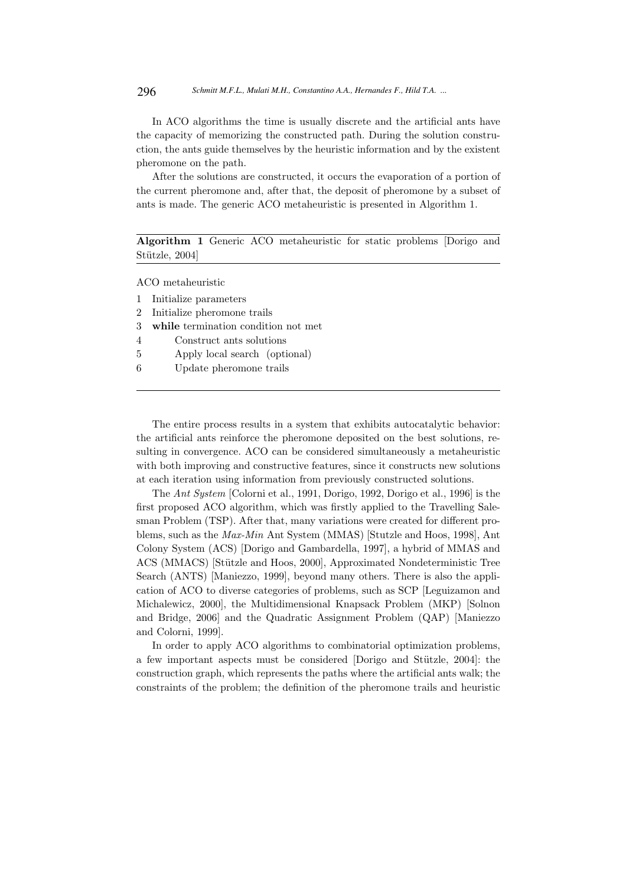In ACO algorithms the time is usually discrete and the artificial ants have the capacity of memorizing the constructed path. During the solution construction, the ants guide themselves by the heuristic information and by the existent pheromone on the path.

After the solutions are constructed, it occurs the evaporation of a portion of the current pheromone and, after that, the deposit of pheromone by a subset of ants is made. The generic ACO metaheuristic is presented in Algorithm 1.

**Algorithm 1** Generic ACO metaheuristic for static problems [Dorigo and Stützle, 2004]

```
ACO metaheuristic
1  Initialize parameters
2  Initialize pheromone trails
3  while termination condition not met
4        Construct ants solutions
5        Apply local search  (optional)
6        Update pheromone trails
```

The entire process results in a system that exhibits autocatalytic behavior: the artificial ants reinforce the pheromone deposited on the best solutions, resulting in convergence. ACO can be considered simultaneously a metaheuristic with both improving and constructive features, since it constructs new solutions at each iteration using information from previously constructed solutions.

The *Ant System* [Colorni et al., 1991, Dorigo, 1992, Dorigo et al., 1996] is the first proposed ACO algorithm, which was firstly applied to the Travelling Salesman Problem (TSP). After that, many variations were created for different problems, such as the *Max-Min* Ant System (MMAS) [Stutzle and Hoos, 1998], Ant Colony System (ACS) [Dorigo and Gambardella, 1997], a hybrid of MMAS and ACS (MMACS) [Stützle and Hoos, 2000], Approximated Nondeterministic Tree Search (ANTS) [Maniezzo, 1999], beyond many others. There is also the application of ACO to diverse categories of problems, such as SCP [Leguizamon and Michalewicz, 2000], the Multidimensional Knapsack Problem (MKP) [Solnon and Bridge, 2006] and the Quadratic Assignment Problem (QAP) [Maniezzo and Colorni, 1999].

In order to apply ACO algorithms to combinatorial optimization problems, a few important aspects must be considered [Dorigo and Stützle, 2004]: the construction graph, which represents the paths where the artificial ants walk; the constraints of the problem; the definition of the pheromone trails and heuristic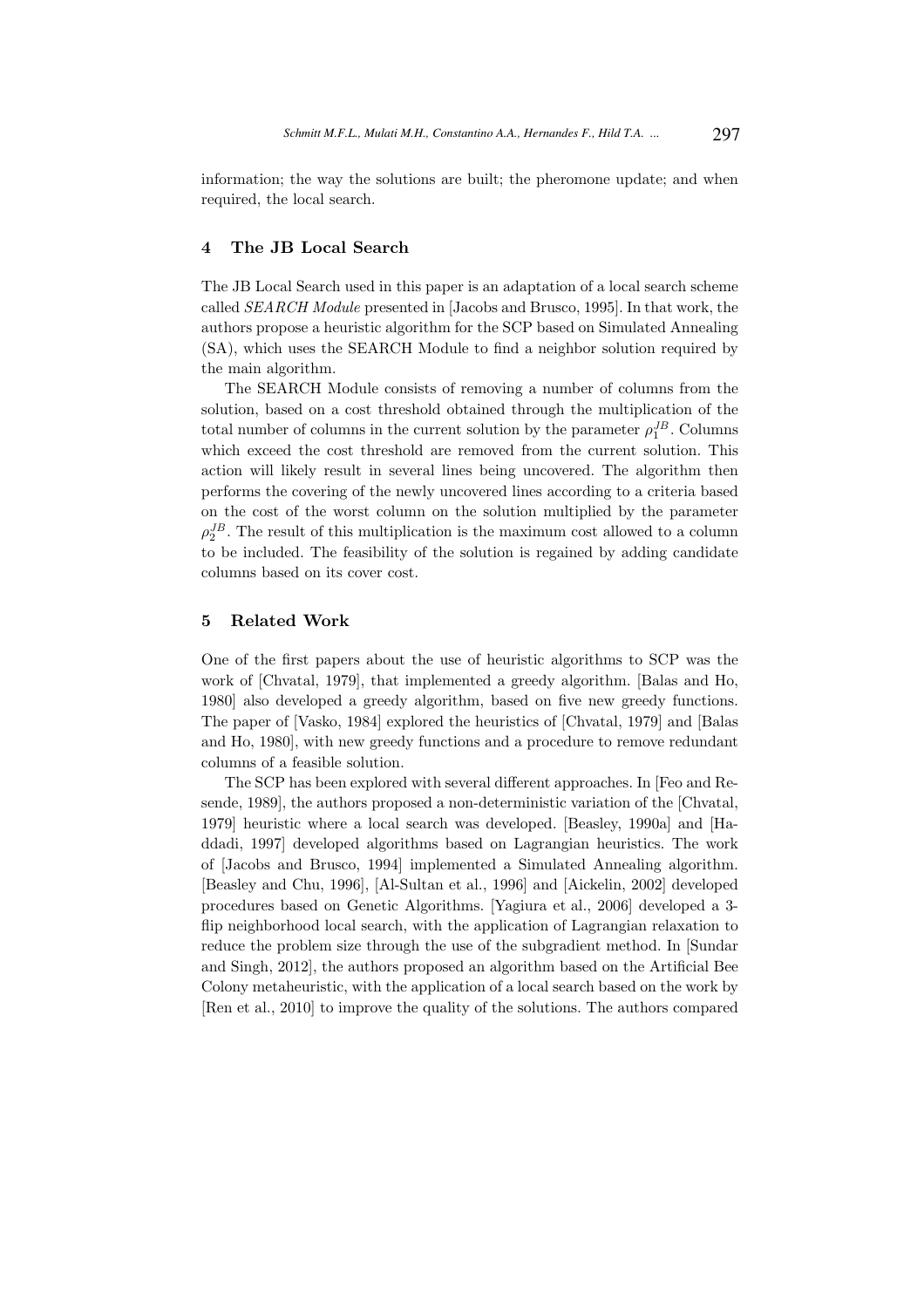information; the way the solutions are built; the pheromone update; and when required, the local search.

## 4 The JB Local Search

The JB Local Search used in this paper is an adaptation of a local search scheme called *SEARCH Module* presented in [Jacobs and Brusco, 1995]. In that work, the authors propose a heuristic algorithm for the SCP based on Simulated Annealing (SA), which uses the SEARCH Module to find a neighbor solution required by the main algorithm.

The SEARCH Module consists of removing a number of columns from the solution, based on a cost threshold obtained through the multiplication of the total number of columns in the current solution by the parameter $\rho_1^{JB}$. Columns which exceed the cost threshold are removed from the current solution. This action will likely result in several lines being uncovered. The algorithm then performs the covering of the newly uncovered lines according to a criteria based on the cost of the worst column on the solution multiplied by the parameter $\rho_2^{JB}$. The result of this multiplication is the maximum cost allowed to a column to be included. The feasibility of the solution is regained by adding candidate columns based on its cover cost.

## 5 Related Work

One of the first papers about the use of heuristic algorithms to SCP was the work of [Chvatal, 1979], that implemented a greedy algorithm. [Balas and Ho, 1980] also developed a greedy algorithm, based on five new greedy functions. The paper of [Vasko, 1984] explored the heuristics of [Chvatal, 1979] and [Balas and Ho, 1980], with new greedy functions and a procedure to remove redundant columns of a feasible solution.

The SCP has been explored with several different approaches. In [Feo and Resende, 1989], the authors proposed a non-deterministic variation of the [Chvatal, 1979] heuristic where a local search was developed. [Beasley, 1990a] and [Haddadi, 1997] developed algorithms based on Lagrangian heuristics. The work of [Jacobs and Brusco, 1994] implemented a Simulated Annealing algorithm. [Beasley and Chu, 1996], [Al-Sultan et al., 1996] and [Aickelin, 2002] developed procedures based on Genetic Algorithms. [Yagiura et al., 2006] developed a 3-flip neighborhood local search, with the application of Lagrangian relaxation to reduce the problem size through the use of the subgradient method. In [Sundar and Singh, 2012], the authors proposed an algorithm based on the Artificial Bee Colony metaheuristic, with the application of a local search based on the work by [Ren et al., 2010] to improve the quality of the solutions. The authors compared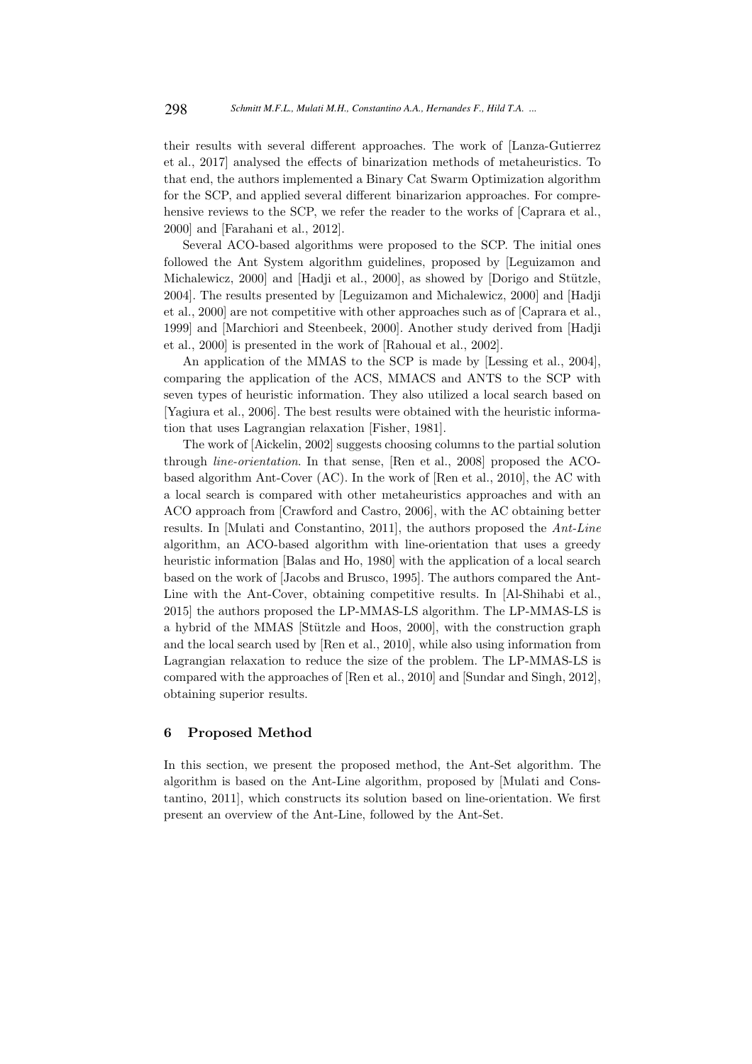their results with several different approaches. The work of [Lanza-Gutierrez et al., 2017] analysed the effects of binarization methods of metaheuristics. To that end, the authors implemented a Binary Cat Swarm Optimization algorithm for the SCP, and applied several different binarizarion approaches. For comprehensive reviews to the SCP, we refer the reader to the works of [Caprara et al., 2000] and [Farahani et al., 2012].

Several ACO-based algorithms were proposed to the SCP. The initial ones followed the Ant System algorithm guidelines, proposed by [Leguizamon and Michalewicz, 2000] and [Hadji et al., 2000], as showed by [Dorigo and Stützle, 2004]. The results presented by [Leguizamon and Michalewicz, 2000] and [Hadji et al., 2000] are not competitive with other approaches such as of [Caprara et al., 1999] and [Marchiori and Steenbeek, 2000]. Another study derived from [Hadji et al., 2000] is presented in the work of [Rahoual et al., 2002].

An application of the MMAS to the SCP is made by [Lessing et al., 2004], comparing the application of the ACS, MMACS and ANTS to the SCP with seven types of heuristic information. They also utilized a local search based on [Yagiura et al., 2006]. The best results were obtained with the heuristic information that uses Lagrangian relaxation [Fisher, 1981].

The work of [Aickelin, 2002] suggests choosing columns to the partial solution through *line-orientation*. In that sense, [Ren et al., 2008] proposed the ACO-based algorithm Ant-Cover (AC). In the work of [Ren et al., 2010], the AC with a local search is compared with other metaheuristics approaches and with an ACO approach from [Crawford and Castro, 2006], with the AC obtaining better results. In [Mulati and Constantino, 2011], the authors proposed the *Ant-Line* algorithm, an ACO-based algorithm with line-orientation that uses a greedy heuristic information [Balas and Ho, 1980] with the application of a local search based on the work of [Jacobs and Brusco, 1995]. The authors compared the Ant-Line with the Ant-Cover, obtaining competitive results. In [Al-Shihabi et al., 2015] the authors proposed the LP-MMAS-LS algorithm. The LP-MMAS-LS is a hybrid of the MMAS [Stützle and Hoos, 2000], with the construction graph and the local search used by [Ren et al., 2010], while also using information from Lagrangian relaxation to reduce the size of the problem. The LP-MMAS-LS is compared with the approaches of [Ren et al., 2010] and [Sundar and Singh, 2012], obtaining superior results.

## 6 Proposed Method

In this section, we present the proposed method, the Ant-Set algorithm. The algorithm is based on the Ant-Line algorithm, proposed by [Mulati and Constantino, 2011], which constructs its solution based on line-orientation. We first present an overview of the Ant-Line, followed by the Ant-Set.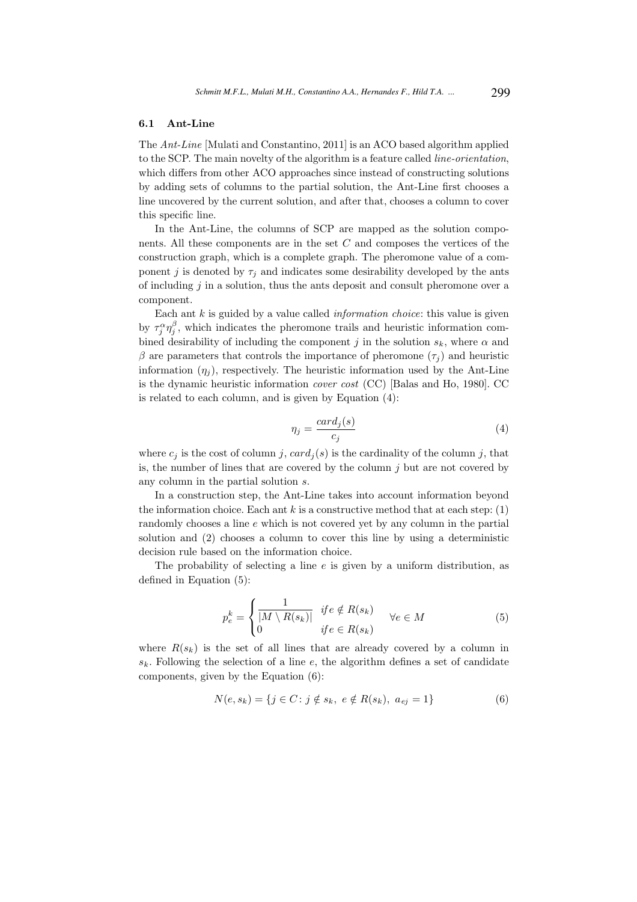### 6.1 Ant-Line

The *Ant-Line* [Mulati and Constantino, 2011] is an ACO based algorithm applied to the SCP. The main novelty of the algorithm is a feature called *line-orientation*, which differs from other ACO approaches since instead of constructing solutions by adding sets of columns to the partial solution, the Ant-Line first chooses a line uncovered by the current solution, and after that, chooses a column to cover this specific line.

In the Ant-Line, the columns of SCP are mapped as the solution components. All these components are in the set $C$ and composes the vertices of the construction graph, which is a complete graph. The pheromone value of a component $j$ is denoted by $\tau_j$ and indicates some desirability developed by the ants of including $j$ in a solution, thus the ants deposit and consult pheromone over a component.

Each ant $k$ is guided by a value called *information choice*: this value is given by $\tau_j^{\alpha}\eta_j^{\beta}$, which indicates the pheromone trails and heuristic information combined desirability of including the component $j$ in the solution $s_k$, where $\alpha$ and $\beta$ are parameters that controls the importance of pheromone ($\tau_j$) and heuristic information ($\eta_j$), respectively. The heuristic information used by the Ant-Line is the dynamic heuristic information *cover cost* (CC) [Balas and Ho, 1980]. CC is related to each column, and is given by Equation (4):

$$\eta_j = \frac{card_j(s)}{c_j} \tag{4}$$

where $c_j$ is the cost of column $j$, $card_j(s)$ is the cardinality of the column $j$, that is, the number of lines that are covered by the column $j$ but are not covered by any column in the partial solution $s$.

In a construction step, the Ant-Line takes into account information beyond the information choice. Each ant $k$ is a constructive method that at each step: (1) randomly chooses a line $e$ which is not covered yet by any column in the partial solution and (2) chooses a column to cover this line by using a deterministic decision rule based on the information choice.

The probability of selecting a line $e$ is given by a uniform distribution, as defined in Equation (5):

$$p_e^k = \begin{cases} \dfrac{1}{|M \setminus R(s_k)|} & if\, e \notin R(s_k) \\ 0 & if\, e \in R(s_k) \end{cases} \quad \forall e \in M \tag{5}$$

where $R(s_k)$ is the set of all lines that are already covered by a column in $s_k$. Following the selection of a line $e$, the algorithm defines a set of candidate components, given by the Equation (6):

$$N(e, s_k) = \{j \in C\colon j \notin s_k,\ e \notin R(s_k),\ a_{ej} = 1\} \tag{6}$$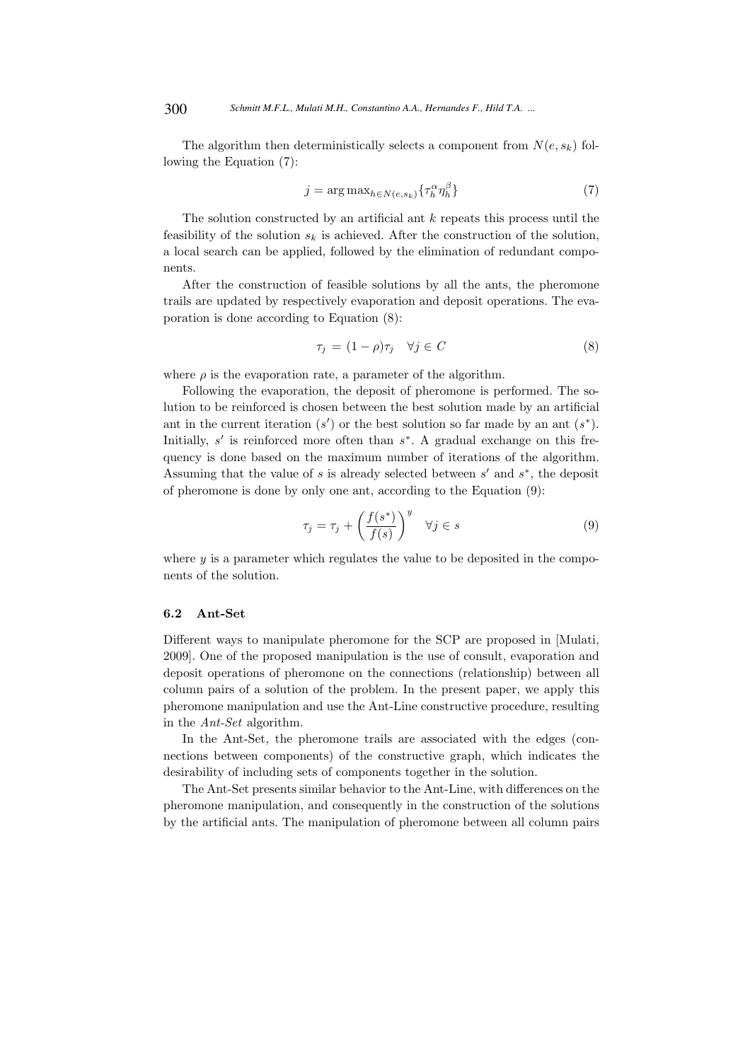The algorithm then deterministically selects a component from $N(e, s_k)$ following the Equation (7):

$$j = \arg\max_{h \in N(e,s_k)} \{\tau_h^{\alpha} \eta_h^{\beta}\} \tag{7}$$

The solution constructed by an artificial ant $k$ repeats this process until the feasibility of the solution $s_k$ is achieved. After the construction of the solution, a local search can be applied, followed by the elimination of redundant components.

After the construction of feasible solutions by all the ants, the pheromone trails are updated by respectively evaporation and deposit operations. The evaporation is done according to Equation (8):

$$\tau_j = (1 - \rho)\tau_j \quad \forall j \in C \tag{8}$$

where $\rho$ is the evaporation rate, a parameter of the algorithm.

Following the evaporation, the deposit of pheromone is performed. The solution to be reinforced is chosen between the best solution made by an artificial ant in the current iteration ($s'$) or the best solution so far made by an ant ($s^*$). Initially, $s'$ is reinforced more often than $s^*$. A gradual exchange on this frequency is done based on the maximum number of iterations of the algorithm. Assuming that the value of $s$ is already selected between $s'$ and $s^*$, the deposit of pheromone is done by only one ant, according to the Equation (9):

$$\tau_j = \tau_j + \left(\frac{f(s^*)}{f(s)}\right)^y \quad \forall j \in s \tag{9}$$

where $y$ is a parameter which regulates the value to be deposited in the components of the solution.

### 6.2 Ant-Set

Different ways to manipulate pheromone for the SCP are proposed in [Mulati, 2009]. One of the proposed manipulation is the use of consult, evaporation and deposit operations of pheromone on the connections (relationship) between all column pairs of a solution of the problem. In the present paper, we apply this pheromone manipulation and use the Ant-Line constructive procedure, resulting in the *Ant-Set* algorithm.

In the Ant-Set, the pheromone trails are associated with the edges (connections between components) of the constructive graph, which indicates the desirability of including sets of components together in the solution.

The Ant-Set presents similar behavior to the Ant-Line, with differences on the pheromone manipulation, and consequently in the construction of the solutions by the artificial ants. The manipulation of pheromone between all column pairs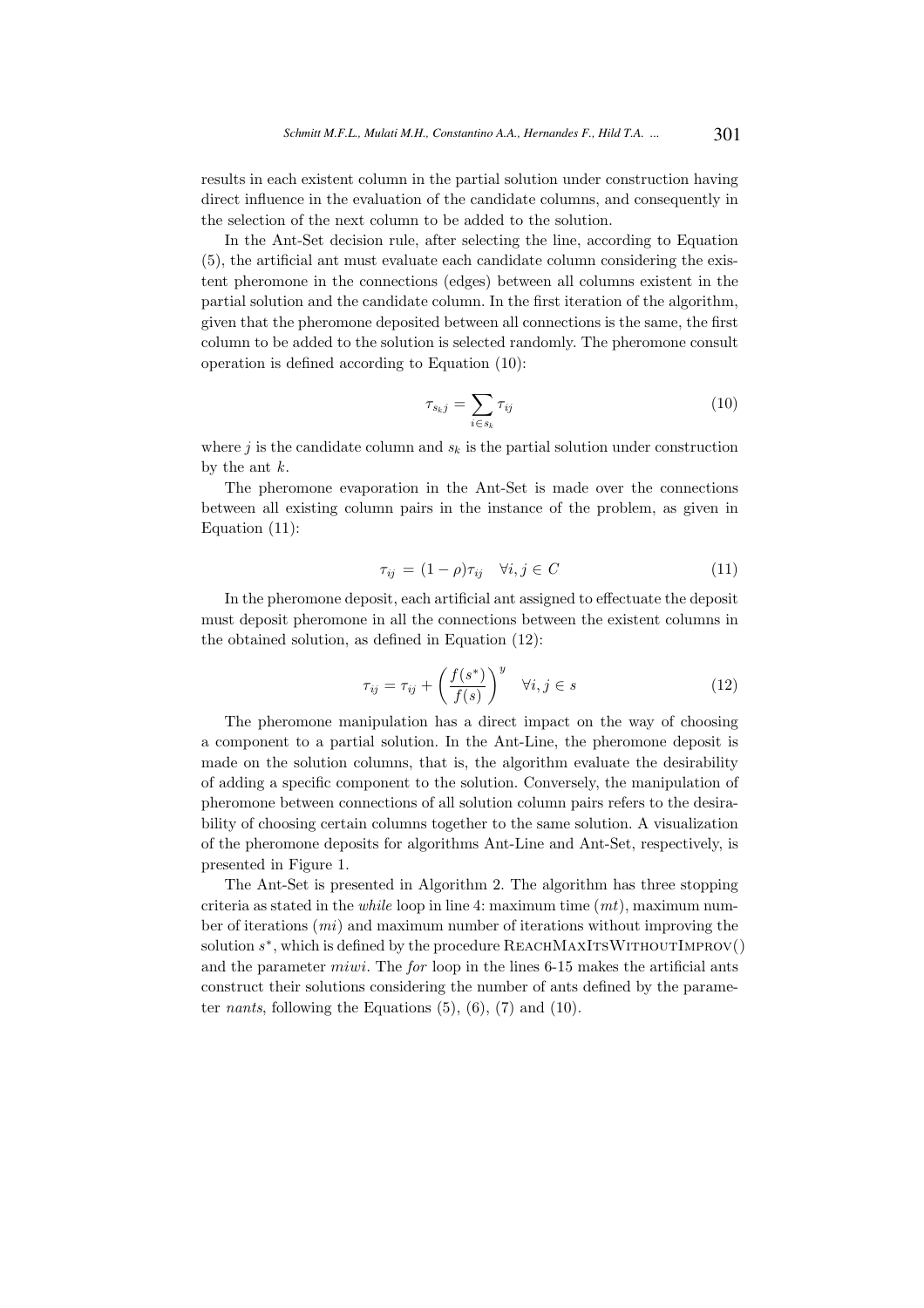results in each existent column in the partial solution under construction having direct influence in the evaluation of the candidate columns, and consequently in the selection of the next column to be added to the solution.

In the Ant-Set decision rule, after selecting the line, according to Equation (5), the artificial ant must evaluate each candidate column considering the existent pheromone in the connections (edges) between all columns existent in the partial solution and the candidate column. In the first iteration of the algorithm, given that the pheromone deposited between all connections is the same, the first column to be added to the solution is selected randomly. The pheromone consult operation is defined according to Equation (10):

$$\tau_{s_k j} = \sum_{i \in s_k} \tau_{ij} \tag{10}$$

where $j$ is the candidate column and $s_k$ is the partial solution under construction by the ant $k$.

The pheromone evaporation in the Ant-Set is made over the connections between all existing column pairs in the instance of the problem, as given in Equation (11):

$$\tau_{ij} = (1 - \rho)\tau_{ij} \quad \forall i, j \in C \tag{11}$$

In the pheromone deposit, each artificial ant assigned to effectuate the deposit must deposit pheromone in all the connections between the existent columns in the obtained solution, as defined in Equation (12):

$$\tau_{ij} = \tau_{ij} + \left( \frac{f(s^*)}{f(s)} \right)^y \quad \forall i, j \in s \tag{12}$$

The pheromone manipulation has a direct impact on the way of choosing a component to a partial solution. In the Ant-Line, the pheromone deposit is made on the solution columns, that is, the algorithm evaluate the desirability of adding a specific component to the solution. Conversely, the manipulation of pheromone between connections of all solution column pairs refers to the desirability of choosing certain columns together to the same solution. A visualization of the pheromone deposits for algorithms Ant-Line and Ant-Set, respectively, is presented in Figure 1.

The Ant-Set is presented in Algorithm 2. The algorithm has three stopping criteria as stated in the *while* loop in line 4: maximum time ($mt$), maximum number of iterations ($mi$) and maximum number of iterations without improving the solution $s^*$, which is defined by the procedure ReachMaxItsWithoutImprov() and the parameter $miwi$. The *for* loop in the lines 6-15 makes the artificial ants construct their solutions considering the number of ants defined by the parameter *nants*, following the Equations (5), (6), (7) and (10).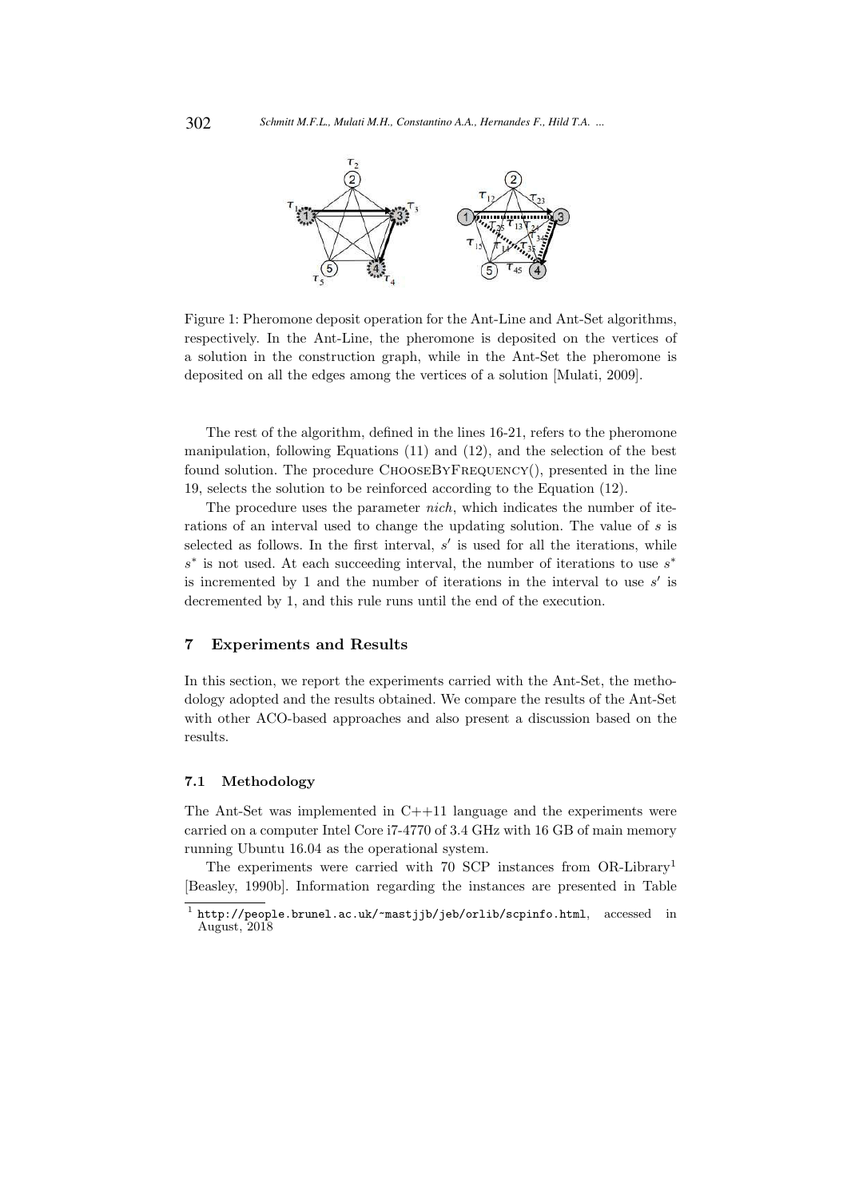Figure 1: Pheromone deposit operation for the Ant-Line and Ant-Set algorithms, respectively. In the Ant-Line, the pheromone is deposited on the vertices of a solution in the construction graph, while in the Ant-Set the pheromone is deposited on all the edges among the vertices of a solution [Mulati, 2009].

The rest of the algorithm, defined in the lines 16-21, refers to the pheromone manipulation, following Equations (11) and (12), and the selection of the best found solution. The procedure ChooseByFrequency(), presented in the line 19, selects the solution to be reinforced according to the Equation (12).

The procedure uses the parameter *nich*, which indicates the number of iterations of an interval used to change the updating solution. The value of $s$ is selected as follows. In the first interval, $s'$ is used for all the iterations, while $s^*$ is not used. At each succeeding interval, the number of iterations to use $s^*$ is incremented by 1 and the number of iterations in the interval to use $s'$ is decremented by 1, and this rule runs until the end of the execution.

## 7 Experiments and Results

In this section, we report the experiments carried with the Ant-Set, the methodology adopted and the results obtained. We compare the results of the Ant-Set with other ACO-based approaches and also present a discussion based on the results.

### 7.1 Methodology

The Ant-Set was implemented in C++11 language and the experiments were carried on a computer Intel Core i7-4770 of 3.4 GHz with 16 GB of main memory running Ubuntu 16.04 as the operational system.

The experiments were carried with 70 SCP instances from OR-Library[1] [Beasley, 1990b]. Information regarding the instances are presented in Table

[1] http://people.brunel.ac.uk/~mastjjb/jeb/orlib/scpinfo.html, accessed in August, 2018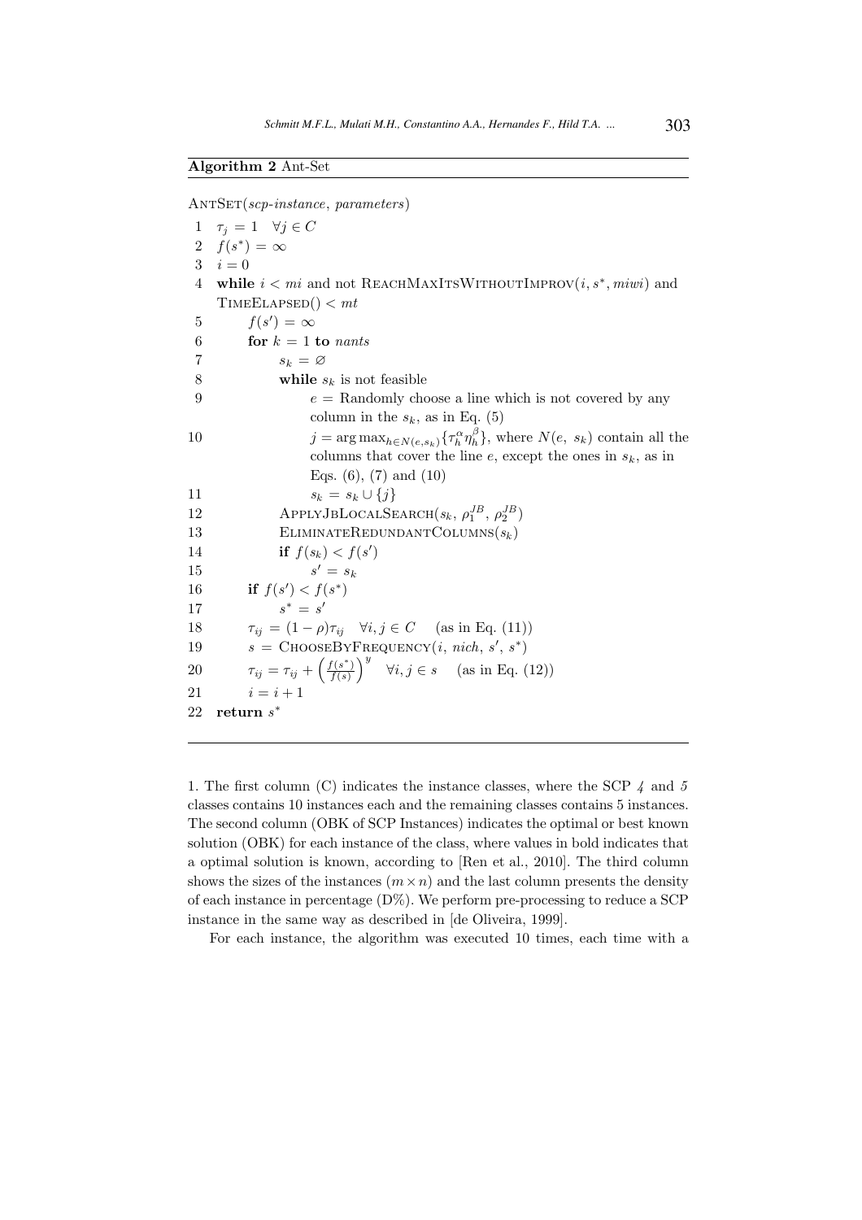**Algorithm 2** Ant-Set

```
ANTSET(scp-instance, parameters)
 1  τ_j = 1   ∀j ∈ C
 2  f(s*) = ∞
 3  i = 0
 4  while i < mi and not REACHMAXITSWITHOUTIMPROV(i, s*, miwi) and
    TIMEELAPSED() < mt
 5      f(s') = ∞
 6      for k = 1 to nants
 7          s_k = ∅
 8          while s_k is not feasible
 9              e = Randomly choose a line which is not covered by any
                    column in the s_k, as in Eq. (5)
10              j = arg max_{h∈N(e,s_k)} {τ_h^α η_h^β}, where N(e, s_k) contain all the
                    columns that cover the line e, except the ones in s_k, as in
                    Eqs. (6), (7) and (10)
11              s_k = s_k ∪ {j}
12          APPLYJBLOCALSEARCH(s_k, ρ_1^JB, ρ_2^JB)
13          ELIMINATEREDUNDANTCOLUMNS(s_k)
14          if f(s_k) < f(s')
15              s' = s_k
16      if f(s') < f(s*)
17          s* = s'
18      τ_ij = (1 − ρ)τ_ij   ∀i, j ∈ C   (as in Eq. (11))
19      s = CHOOSEBYFREQUENCY(i, nich, s', s*)
20      τ_ij = τ_ij + (f(s*)/f(s))^y   ∀i, j ∈ s   (as in Eq. (12))
21      i = i + 1
22  return s*
```

1. The first column (C) indicates the instance classes, where the SCP *4* and *5* classes contains 10 instances each and the remaining classes contains 5 instances. The second column (OBK of SCP Instances) indicates the optimal or best known solution (OBK) for each instance of the class, where values in bold indicates that a optimal solution is known, according to [Ren et al., 2010]. The third column shows the sizes of the instances ($m \times n$) and the last column presents the density of each instance in percentage (D%). We perform pre-processing to reduce a SCP instance in the same way as described in [de Oliveira, 1999].

For each instance, the algorithm was executed 10 times, each time with a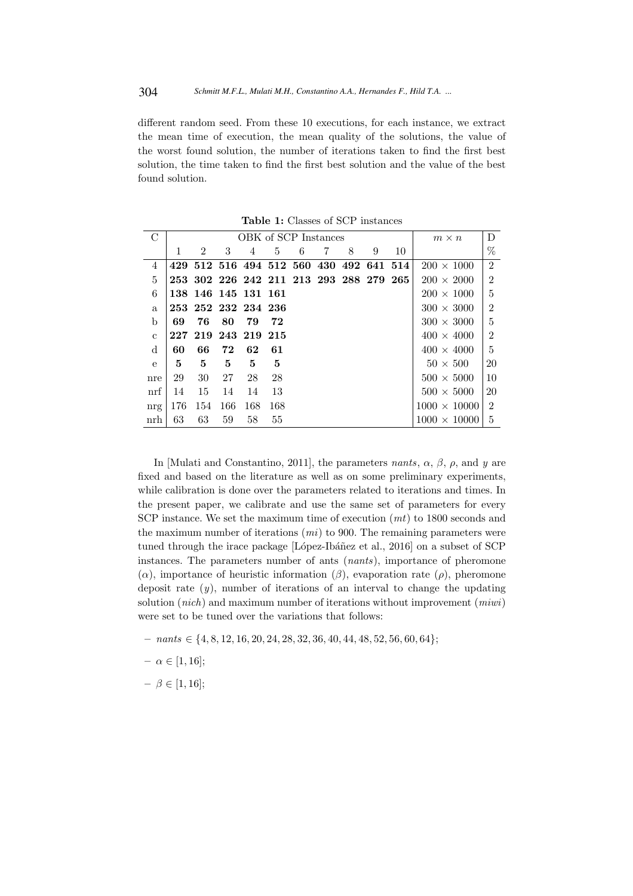different random seed. From these 10 executions, for each instance, we extract the mean time of execution, the mean quality of the solutions, the value of the worst found solution, the number of iterations taken to find the first best solution, the time taken to find the first best solution and the value of the best found solution.

**Table 1:** Classes of SCP instances

| C | OBK of SCP Instances | | | | | | | | | | $m \times n$ | D |
|---|---|---|---|---|---|---|---|---|---|---|---|---|
| | 1 | 2 | 3 | 4 | 5 | 6 | 7 | 8 | 9 | 10 | | % |
| 4 | **429** | **512** | **516** | **494** | **512** | **560** | **430** | **492** | **641** | **514** | $200 \times 1000$ | 2 |
| 5 | **253** | **302** | **226** | **242** | **211** | **213** | **293** | **288** | **279** | **265** | $200 \times 2000$ | 2 |
| 6 | **138** | **146** | **145** | **131** | **161** | | | | | | $200 \times 1000$ | 5 |
| a | **253** | **252** | **232** | **234** | **236** | | | | | | $300 \times 3000$ | 2 |
| b | **69** | **76** | **80** | **79** | **72** | | | | | | $300 \times 3000$ | 5 |
| c | **227** | **219** | **243** | **219** | **215** | | | | | | $400 \times 4000$ | 2 |
| d | **60** | **66** | **72** | **62** | **61** | | | | | | $400 \times 4000$ | 5 |
| e | **5** | **5** | **5** | **5** | **5** | | | | | | $50 \times 500$ | 20 |
| nre | 29 | 30 | 27 | 28 | 28 | | | | | | $500 \times 5000$ | 10 |
| nrf | 14 | 15 | 14 | 14 | 13 | | | | | | $500 \times 5000$ | 20 |
| nrg | 176 | 154 | 166 | 168 | 168 | | | | | | $1000 \times 10000$ | 2 |
| nrh | 63 | 63 | 59 | 58 | 55 | | | | | | $1000 \times 10000$ | 5 |

In [Mulati and Constantino, 2011], the parameters *nants*, $\alpha$, $\beta$, $\rho$, and $y$ are fixed and based on the literature as well as on some preliminary experiments, while calibration is done over the parameters related to iterations and times. In the present paper, we calibrate and use the same set of parameters for every SCP instance. We set the maximum time of execution ($mt$) to 1800 seconds and the maximum number of iterations ($mi$) to 900. The remaining parameters were tuned through the irace package [López-Ibáñez et al., 2016] on a subset of SCP instances. The parameters number of ants (*nants*), importance of pheromone ($\alpha$), importance of heuristic information ($\beta$), evaporation rate ($\rho$), pheromone deposit rate ($y$), number of iterations of an interval to change the updating solution (*nich*) and maximum number of iterations without improvement (*miwi*) were set to be tuned over the variations that follows:

- $nants \in \{4, 8, 12, 16, 20, 24, 28, 32, 36, 40, 44, 48, 52, 56, 60, 64\}$;
- $\alpha \in [1, 16]$;
- $\beta \in [1, 16]$;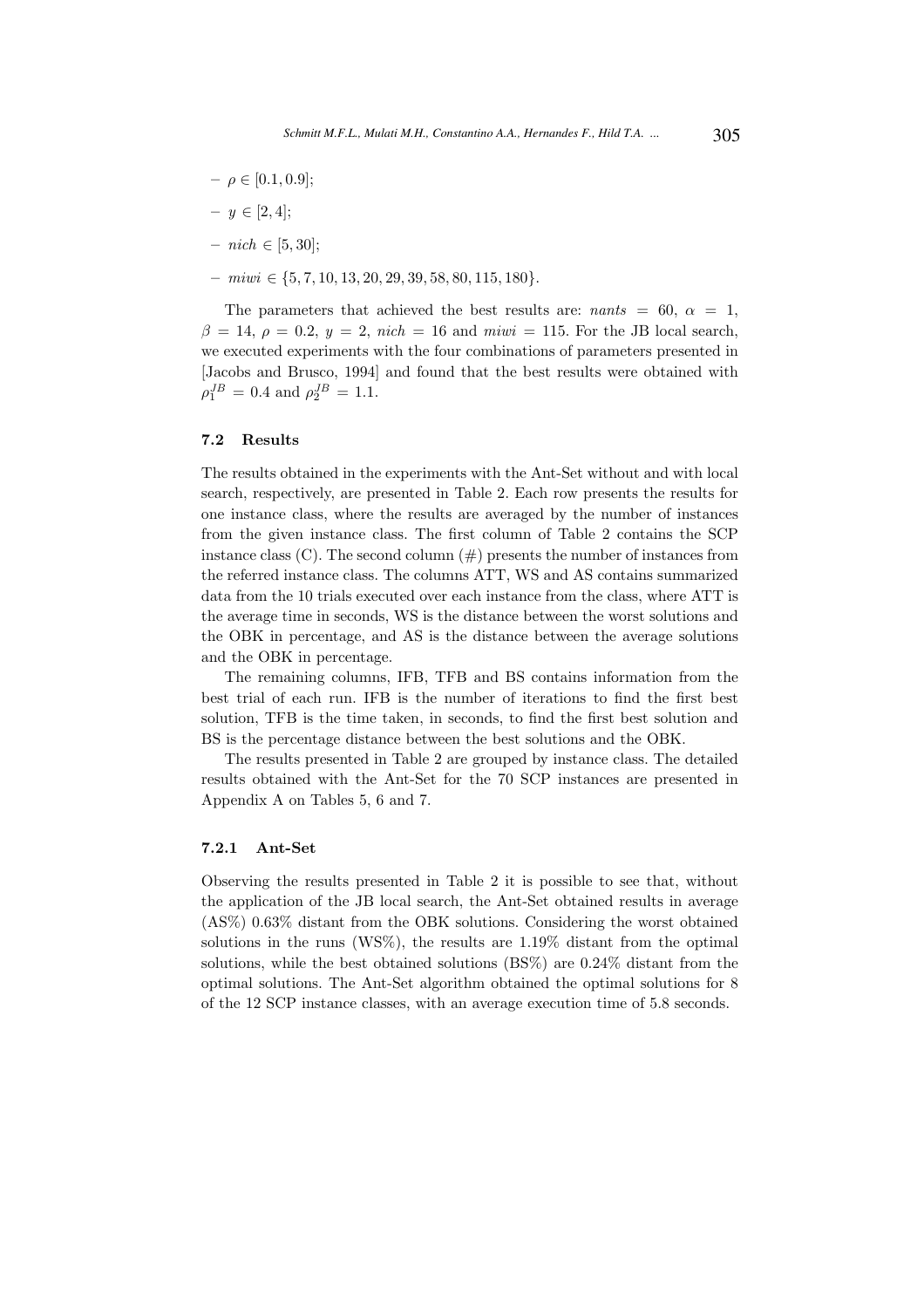- $\rho \in [0.1, 0.9]$;
- $y \in [2, 4]$;
- $nich \in [5, 30]$;
- $miwi \in \{5, 7, 10, 13, 20, 29, 39, 58, 80, 115, 180\}$.

The parameters that achieved the best results are: $nants = 60$, $\alpha = 1$, $\beta = 14$, $\rho = 0.2$, $y = 2$, $nich = 16$ and $miwi = 115$. For the JB local search, we executed experiments with the four combinations of parameters presented in [Jacobs and Brusco, 1994] and found that the best results were obtained with $\rho_1^{JB} = 0.4$ and $\rho_2^{JB} = 1.1$.

### 7.2 Results

The results obtained in the experiments with the Ant-Set without and with local search, respectively, are presented in Table 2. Each row presents the results for one instance class, where the results are averaged by the number of instances from the given instance class. The first column of Table 2 contains the SCP instance class (C). The second column (#) presents the number of instances from the referred instance class. The columns ATT, WS and AS contains summarized data from the 10 trials executed over each instance from the class, where ATT is the average time in seconds, WS is the distance between the worst solutions and the OBK in percentage, and AS is the distance between the average solutions and the OBK in percentage.

The remaining columns, IFB, TFB and BS contains information from the best trial of each run. IFB is the number of iterations to find the first best solution, TFB is the time taken, in seconds, to find the first best solution and BS is the percentage distance between the best solutions and the OBK.

The results presented in Table 2 are grouped by instance class. The detailed results obtained with the Ant-Set for the 70 SCP instances are presented in Appendix A on Tables 5, 6 and 7.

#### 7.2.1 Ant-Set

Observing the results presented in Table 2 it is possible to see that, without the application of the JB local search, the Ant-Set obtained results in average (AS%) 0.63% distant from the OBK solutions. Considering the worst obtained solutions in the runs (WS%), the results are 1.19% distant from the optimal solutions, while the best obtained solutions (BS%) are 0.24% distant from the optimal solutions. The Ant-Set algorithm obtained the optimal solutions for 8 of the 12 SCP instance classes, with an average execution time of 5.8 seconds.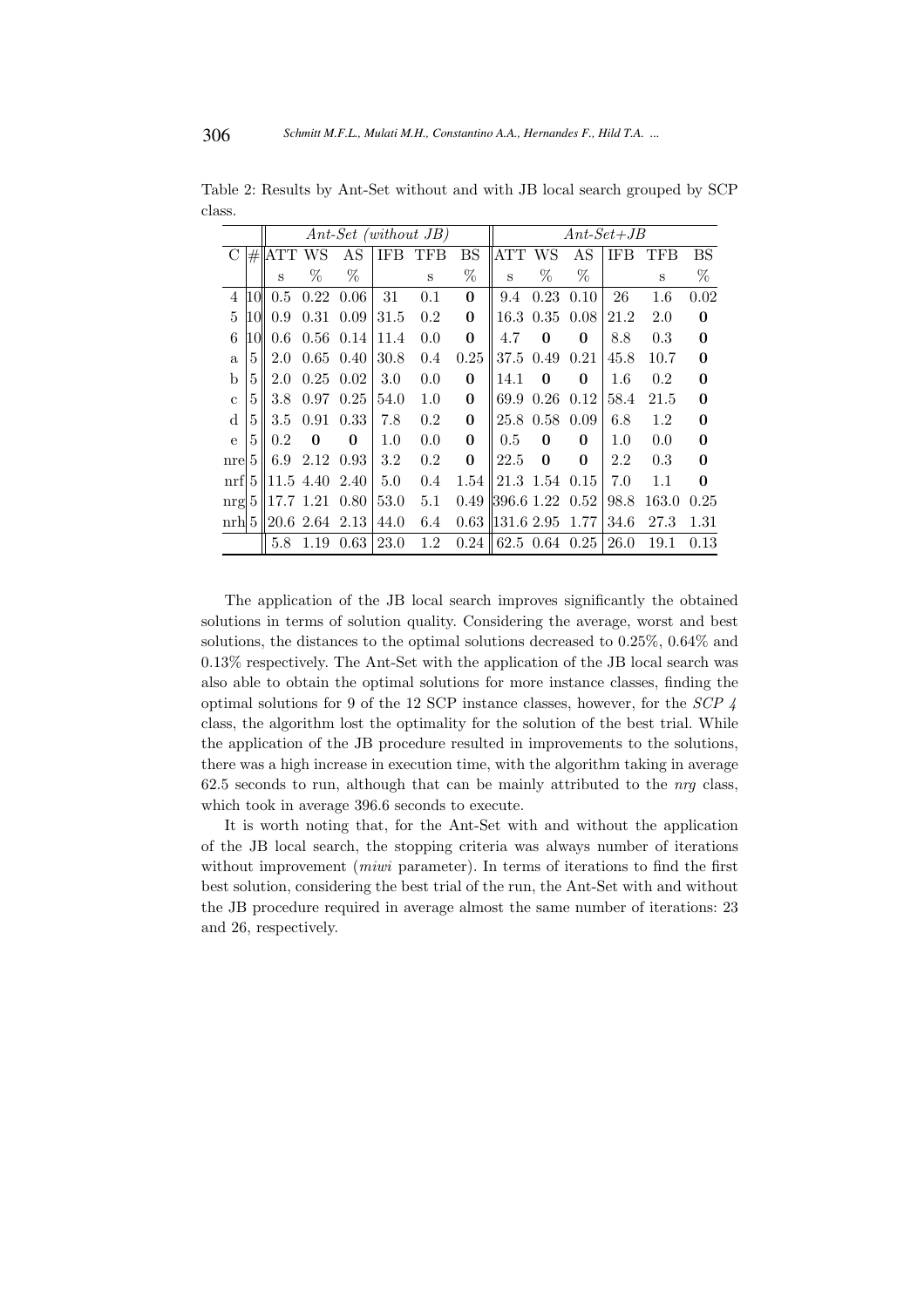Table 2: Results by Ant-Set without and with JB local search grouped by SCP class.

| | | *Ant-Set (without JB)* | | | | | | *Ant-Set+JB* | | | | | |
|---|---|---|---|---|---|---|---|---|---|---|---|---|---|
| C | # | ATT | WS | AS | IFB | TFB | BS | ATT | WS | AS | IFB | TFB | BS |
| | | s | % | % | | s | % | s | % | % | | s | % |
| 4 | 10 | 0.5 | 0.22 | 0.06 | 31 | 0.1 | **0** | 9.4 | 0.23 | 0.10 | 26 | 1.6 | 0.02 |
| 5 | 10 | 0.9 | 0.31 | 0.09 | 31.5 | 0.2 | **0** | 16.3 | 0.35 | 0.08 | 21.2 | 2.0 | **0** |
| 6 | 10 | 0.6 | 0.56 | 0.14 | 11.4 | 0.0 | **0** | 4.7 | **0** | **0** | 8.8 | 0.3 | **0** |
| a | 5 | 2.0 | 0.65 | 0.40 | 30.8 | 0.4 | 0.25 | 37.5 | 0.49 | 0.21 | 45.8 | 10.7 | **0** |
| b | 5 | 2.0 | 0.25 | 0.02 | 3.0 | 0.0 | **0** | 14.1 | **0** | **0** | 1.6 | 0.2 | **0** |
| c | 5 | 3.8 | 0.97 | 0.25 | 54.0 | 1.0 | **0** | 69.9 | 0.26 | 0.12 | 58.4 | 21.5 | **0** |
| d | 5 | 3.5 | 0.91 | 0.33 | 7.8 | 0.2 | **0** | 25.8 | 0.58 | 0.09 | 6.8 | 1.2 | **0** |
| e | 5 | 0.2 | **0** | **0** | 1.0 | 0.0 | **0** | 0.5 | **0** | **0** | 1.0 | 0.0 | **0** |
| nre | 5 | 6.9 | 2.12 | 0.93 | 3.2 | 0.2 | **0** | 22.5 | **0** | **0** | 2.2 | 0.3 | **0** |
| nrf | 5 | 11.5 | 4.40 | 2.40 | 5.0 | 0.4 | 1.54 | 21.3 | 1.54 | 0.15 | 7.0 | 1.1 | **0** |
| nrg | 5 | 17.7 | 1.21 | 0.80 | 53.0 | 5.1 | 0.49 | 396.6 | 1.22 | 0.52 | 98.8 | 163.0 | 0.25 |
| nrh | 5 | 20.6 | 2.64 | 2.13 | 44.0 | 6.4 | 0.63 | 131.6 | 2.95 | 1.77 | 34.6 | 27.3 | 1.31 |
| | | 5.8 | 1.19 | 0.63 | 23.0 | 1.2 | 0.24 | 62.5 | 0.64 | 0.25 | 26.0 | 19.1 | 0.13 |

The application of the JB local search improves significantly the obtained solutions in terms of solution quality. Considering the average, worst and best solutions, the distances to the optimal solutions decreased to 0.25%, 0.64% and 0.13% respectively. The Ant-Set with the application of the JB local search was also able to obtain the optimal solutions for more instance classes, finding the optimal solutions for 9 of the 12 SCP instance classes, however, for the *SCP 4* class, the algorithm lost the optimality for the solution of the best trial. While the application of the JB procedure resulted in improvements to the solutions, there was a high increase in execution time, with the algorithm taking in average 62.5 seconds to run, although that can be mainly attributed to the *nrg* class, which took in average 396.6 seconds to execute.

It is worth noting that, for the Ant-Set with and without the application of the JB local search, the stopping criteria was always number of iterations without improvement (*miwi* parameter). In terms of iterations to find the first best solution, considering the best trial of the run, the Ant-Set with and without the JB procedure required in average almost the same number of iterations: 23 and 26, respectively.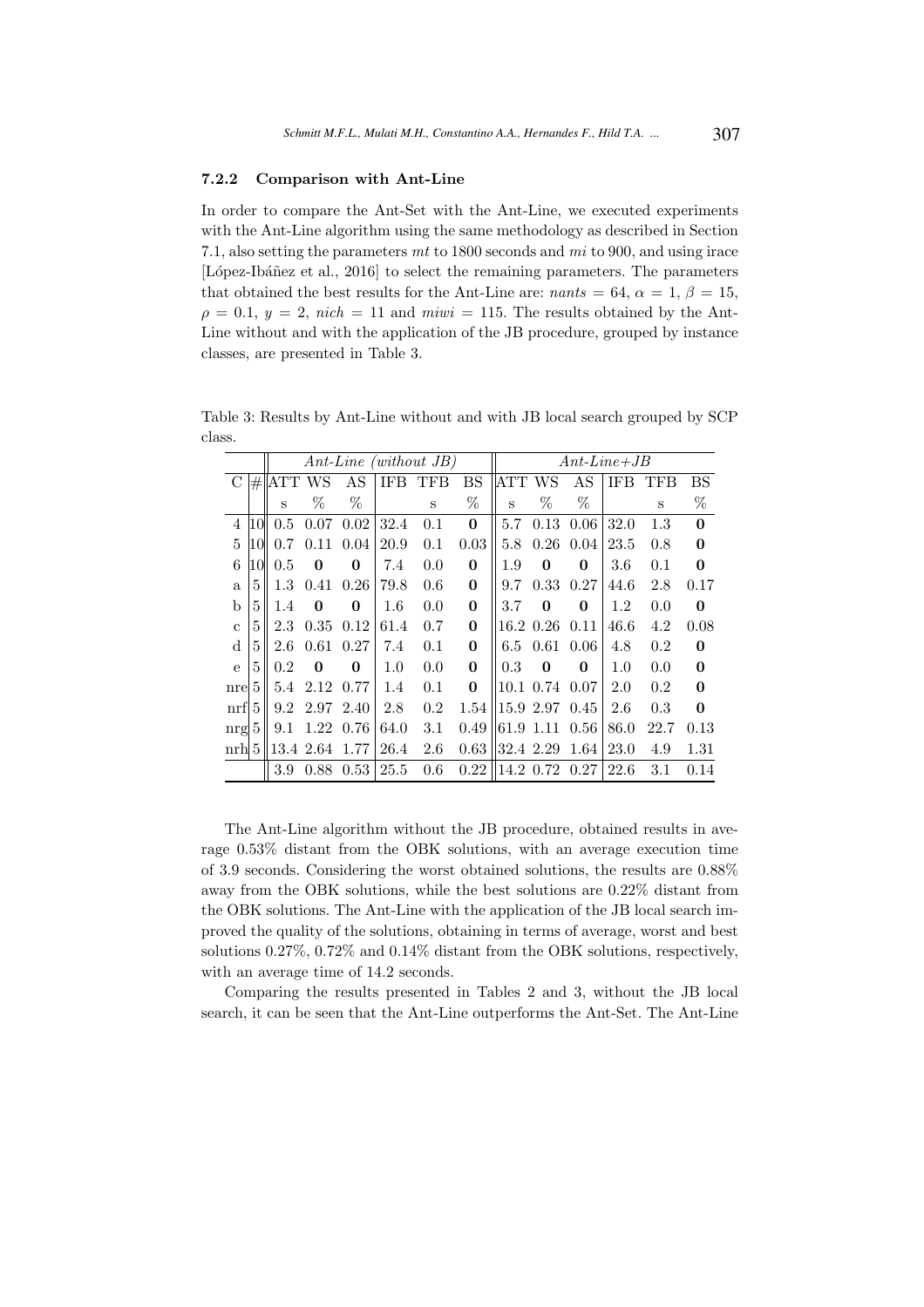#### 7.2.2 Comparison with Ant-Line

In order to compare the Ant-Set with the Ant-Line, we executed experiments with the Ant-Line algorithm using the same methodology as described in Section 7.1, also setting the parameters $mt$ to 1800 seconds and $mi$ to 900, and using irace [López-Ibáñez et al., 2016] to select the remaining parameters. The parameters that obtained the best results for the Ant-Line are: $nants = 64$, $\alpha = 1$, $\beta = 15$, $\rho = 0.1$, $y = 2$, $nich = 11$ and $miwi = 115$. The results obtained by the Ant-Line without and with the application of the JB procedure, grouped by instance classes, are presented in Table 3.

Table 3: Results by Ant-Line without and with JB local search grouped by SCP class.

| | | *Ant-Line (without JB)* | | | | | | *Ant-Line+JB* | | | | | |
|---|---|---|---|---|---|---|---|---|---|---|---|---|---|
| C | # | ATT | WS | AS | IFB | TFB | BS | ATT | WS | AS | IFB | TFB | BS |
| | | s | % | % | | s | % | s | % | % | | s | % |
| 4 | 10 | 0.5 | 0.07 | 0.02 | 32.4 | 0.1 | **0** | 5.7 | 0.13 | 0.06 | 32.0 | 1.3 | **0** |
| 5 | 10 | 0.7 | 0.11 | 0.04 | 20.9 | 0.1 | 0.03 | 5.8 | 0.26 | 0.04 | 23.5 | 0.8 | **0** |
| 6 | 10 | 0.5 | **0** | **0** | 7.4 | 0.0 | **0** | 1.9 | **0** | **0** | 3.6 | 0.1 | **0** |
| a | 5 | 1.3 | 0.41 | 0.26 | 79.8 | 0.6 | **0** | 9.7 | 0.33 | 0.27 | 44.6 | 2.8 | 0.17 |
| b | 5 | 1.4 | **0** | **0** | 1.6 | 0.0 | **0** | 3.7 | **0** | **0** | 1.2 | 0.0 | **0** |
| c | 5 | 2.3 | 0.35 | 0.12 | 61.4 | 0.7 | **0** | 16.2 | 0.26 | 0.11 | 46.6 | 4.2 | 0.08 |
| d | 5 | 2.6 | 0.61 | 0.27 | 7.4 | 0.1 | **0** | 6.5 | 0.61 | 0.06 | 4.8 | 0.2 | **0** |
| e | 5 | 0.2 | **0** | **0** | 1.0 | 0.0 | **0** | 0.3 | **0** | **0** | 1.0 | 0.0 | **0** |
| nre | 5 | 5.4 | 2.12 | 0.77 | 1.4 | 0.1 | **0** | 10.1 | 0.74 | 0.07 | 2.0 | 0.2 | **0** |
| nrf | 5 | 9.2 | 2.97 | 2.40 | 2.8 | 0.2 | 1.54 | 15.9 | 2.97 | 0.45 | 2.6 | 0.3 | **0** |
| nrg | 5 | 9.1 | 1.22 | 0.76 | 64.0 | 3.1 | 0.49 | 61.9 | 1.11 | 0.56 | 86.0 | 22.7 | 0.13 |
| nrh | 5 | 13.4 | 2.64 | 1.77 | 26.4 | 2.6 | 0.63 | 32.4 | 2.29 | 1.64 | 23.0 | 4.9 | 1.31 |
| | | 3.9 | 0.88 | 0.53 | 25.5 | 0.6 | 0.22 | 14.2 | 0.72 | 0.27 | 22.6 | 3.1 | 0.14 |

The Ant-Line algorithm without the JB procedure, obtained results in average 0.53% distant from the OBK solutions, with an average execution time of 3.9 seconds. Considering the worst obtained solutions, the results are 0.88% away from the OBK solutions, while the best solutions are 0.22% distant from the OBK solutions. The Ant-Line with the application of the JB local search improved the quality of the solutions, obtaining in terms of average, worst and best solutions 0.27%, 0.72% and 0.14% distant from the OBK solutions, respectively, with an average time of 14.2 seconds.

Comparing the results presented in Tables 2 and 3, without the JB local search, it can be seen that the Ant-Line outperforms the Ant-Set. The Ant-Line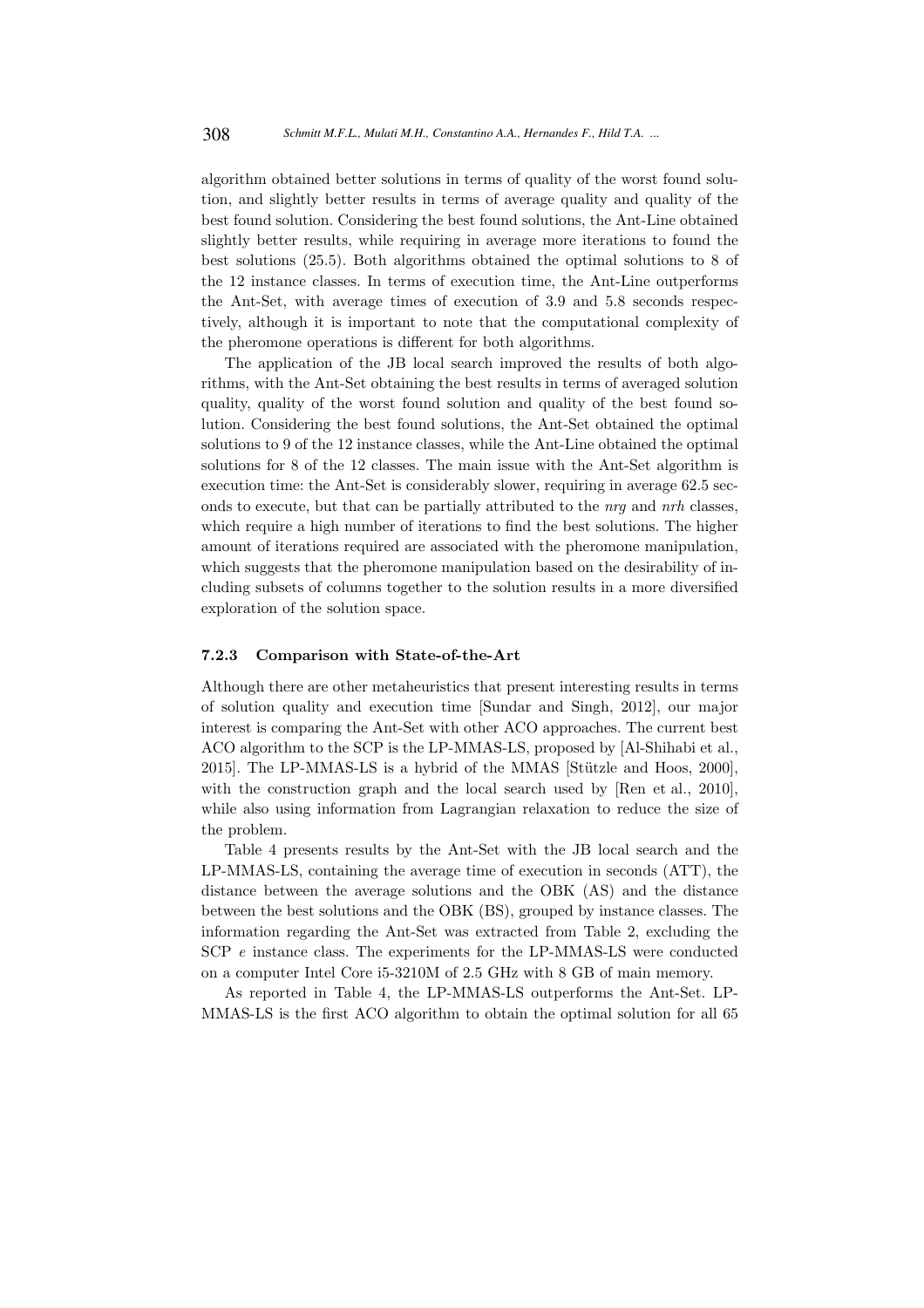algorithm obtained better solutions in terms of quality of the worst found solution, and slightly better results in terms of average quality and quality of the best found solution. Considering the best found solutions, the Ant-Line obtained slightly better results, while requiring in average more iterations to found the best solutions (25.5). Both algorithms obtained the optimal solutions to 8 of the 12 instance classes. In terms of execution time, the Ant-Line outperforms the Ant-Set, with average times of execution of 3.9 and 5.8 seconds respectively, although it is important to note that the computational complexity of the pheromone operations is different for both algorithms.

The application of the JB local search improved the results of both algorithms, with the Ant-Set obtaining the best results in terms of averaged solution quality, quality of the worst found solution and quality of the best found solution. Considering the best found solutions, the Ant-Set obtained the optimal solutions to 9 of the 12 instance classes, while the Ant-Line obtained the optimal solutions for 8 of the 12 classes. The main issue with the Ant-Set algorithm is execution time: the Ant-Set is considerably slower, requiring in average 62.5 seconds to execute, but that can be partially attributed to the *nrg* and *nrh* classes, which require a high number of iterations to find the best solutions. The higher amount of iterations required are associated with the pheromone manipulation, which suggests that the pheromone manipulation based on the desirability of including subsets of columns together to the solution results in a more diversified exploration of the solution space.

### 7.2.3 Comparison with State-of-the-Art

Although there are other metaheuristics that present interesting results in terms of solution quality and execution time [Sundar and Singh, 2012], our major interest is comparing the Ant-Set with other ACO approaches. The current best ACO algorithm to the SCP is the LP-MMAS-LS, proposed by [Al-Shihabi et al., 2015]. The LP-MMAS-LS is a hybrid of the MMAS [Stützle and Hoos, 2000], with the construction graph and the local search used by [Ren et al., 2010], while also using information from Lagrangian relaxation to reduce the size of the problem.

Table 4 presents results by the Ant-Set with the JB local search and the LP-MMAS-LS, containing the average time of execution in seconds (ATT), the distance between the average solutions and the OBK (AS) and the distance between the best solutions and the OBK (BS), grouped by instance classes. The information regarding the Ant-Set was extracted from Table 2, excluding the SCP *e* instance class. The experiments for the LP-MMAS-LS were conducted on a computer Intel Core i5-3210M of 2.5 GHz with 8 GB of main memory.

As reported in Table 4, the LP-MMAS-LS outperforms the Ant-Set. LP-MMAS-LS is the first ACO algorithm to obtain the optimal solution for all 65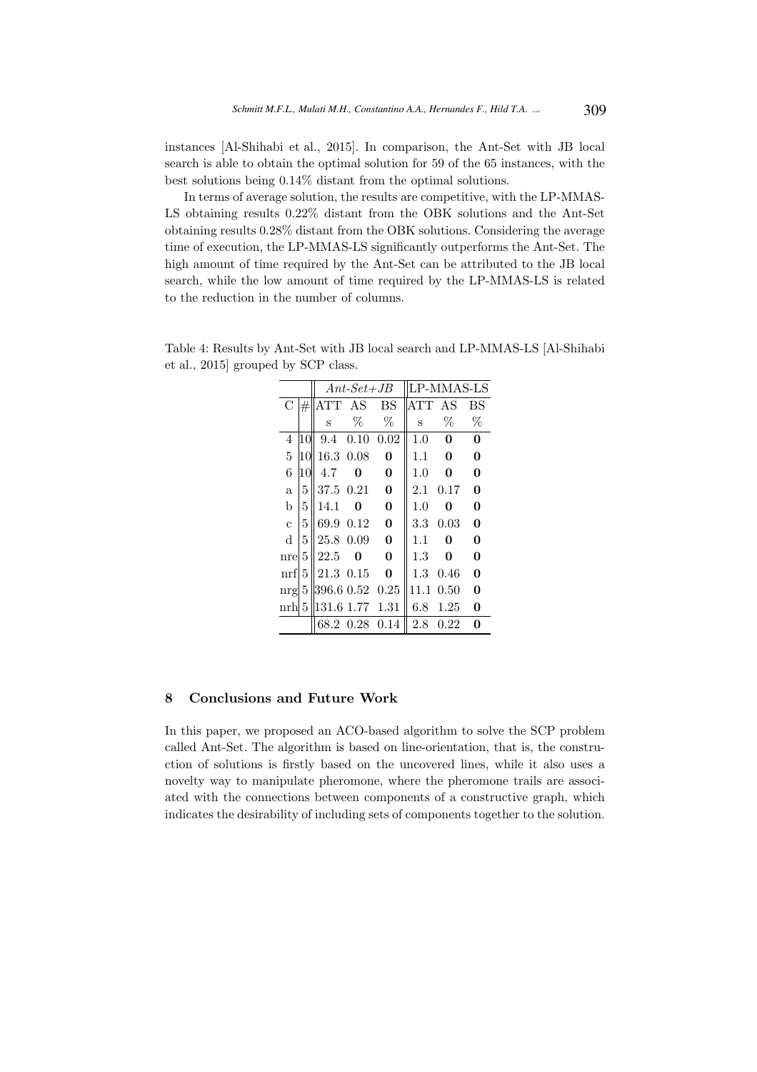instances [Al-Shihabi et al., 2015]. In comparison, the Ant-Set with JB local search is able to obtain the optimal solution for 59 of the 65 instances, with the best solutions being 0.14% distant from the optimal solutions.

In terms of average solution, the results are competitive, with the LP-MMAS-LS obtaining results 0.22% distant from the OBK solutions and the Ant-Set obtaining results 0.28% distant from the OBK solutions. Considering the average time of execution, the LP-MMAS-LS significantly outperforms the Ant-Set. The high amount of time required by the Ant-Set can be attributed to the JB local search, while the low amount of time required by the LP-MMAS-LS is related to the reduction in the number of columns.

Table 4: Results by Ant-Set with JB local search and LP-MMAS-LS [Al-Shihabi et al., 2015] grouped by SCP class.

| | | *Ant-Set+JB* | | | LP-MMAS-LS | | |
|---|---|---|---|---|---|---|---|
| C | # | ATT | AS | BS | ATT | AS | BS |
| | | s | % | % | s | % | % |
| 4 | 10 | 9.4 | 0.10 | 0.02 | 1.0 | **0** | **0** |
| 5 | 10 | 16.3 | 0.08 | **0** | 1.1 | **0** | **0** |
| 6 | 10 | 4.7 | **0** | **0** | 1.0 | **0** | **0** |
| a | 5 | 37.5 | 0.21 | **0** | 2.1 | 0.17 | **0** |
| b | 5 | 14.1 | **0** | **0** | 1.0 | **0** | **0** |
| c | 5 | 69.9 | 0.12 | **0** | 3.3 | 0.03 | **0** |
| d | 5 | 25.8 | 0.09 | **0** | 1.1 | **0** | **0** |
| nre | 5 | 22.5 | **0** | **0** | 1.3 | **0** | **0** |
| nrf | 5 | 21.3 | 0.15 | **0** | 1.3 | 0.46 | **0** |
| nrg | 5 | 396.6 | 0.52 | 0.25 | 11.1 | 0.50 | **0** |
| nrh | 5 | 131.6 | 1.77 | 1.31 | 6.8 | 1.25 | **0** |
| | | 68.2 | 0.28 | 0.14 | 2.8 | 0.22 | **0** |

## 8 Conclusions and Future Work

In this paper, we proposed an ACO-based algorithm to solve the SCP problem called Ant-Set. The algorithm is based on line-orientation, that is, the construction of solutions is firstly based on the uncovered lines, while it also uses a novelty way to manipulate pheromone, where the pheromone trails are associated with the connections between components of a constructive graph, which indicates the desirability of including sets of components together to the solution.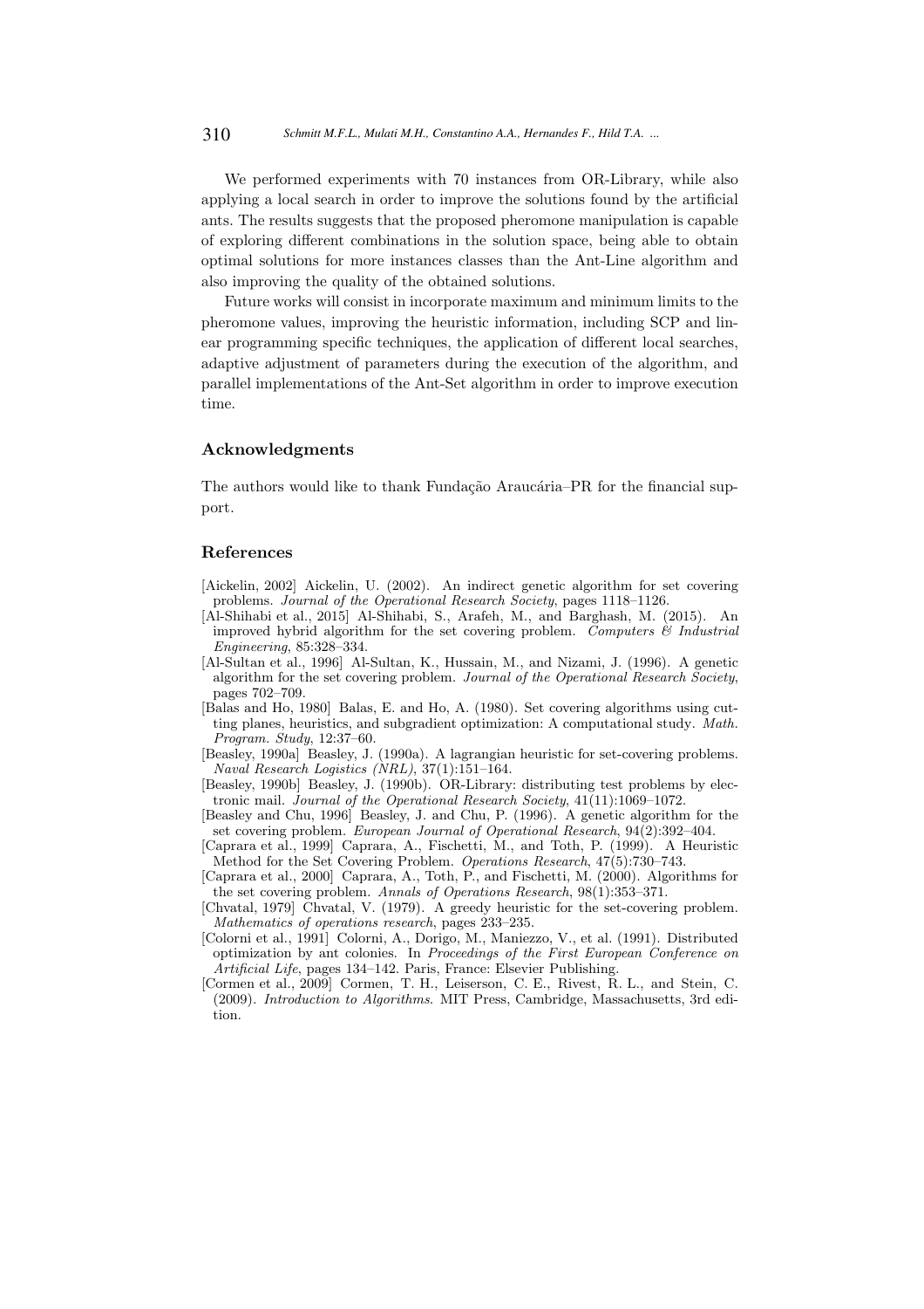We performed experiments with 70 instances from OR-Library, while also applying a local search in order to improve the solutions found by the artificial ants. The results suggests that the proposed pheromone manipulation is capable of exploring different combinations in the solution space, being able to obtain optimal solutions for more instances classes than the Ant-Line algorithm and also improving the quality of the obtained solutions.

Future works will consist in incorporate maximum and minimum limits to the pheromone values, improving the heuristic information, including SCP and linear programming specific techniques, the application of different local searches, adaptive adjustment of parameters during the execution of the algorithm, and parallel implementations of the Ant-Set algorithm in order to improve execution time.

## Acknowledgments

The authors would like to thank Fundação Araucária–PR for the financial support.

## References

[Aickelin, 2002] Aickelin, U. (2002). An indirect genetic algorithm for set covering problems. *Journal of the Operational Research Society*, pages 1118–1126.

[Al-Shihabi et al., 2015] Al-Shihabi, S., Arafeh, M., and Barghash, M. (2015). An improved hybrid algorithm for the set covering problem. *Computers & Industrial Engineering*, 85:328–334.

[Al-Sultan et al., 1996] Al-Sultan, K., Hussain, M., and Nizami, J. (1996). A genetic algorithm for the set covering problem. *Journal of the Operational Research Society*, pages 702–709.

[Balas and Ho, 1980] Balas, E. and Ho, A. (1980). Set covering algorithms using cutting planes, heuristics, and subgradient optimization: A computational study. *Math. Program. Study*, 12:37–60.

[Beasley, 1990a] Beasley, J. (1990a). A lagrangian heuristic for set-covering problems. *Naval Research Logistics (NRL)*, 37(1):151–164.

[Beasley, 1990b] Beasley, J. (1990b). OR-Library: distributing test problems by electronic mail. *Journal of the Operational Research Society*, 41(11):1069–1072.

[Beasley and Chu, 1996] Beasley, J. and Chu, P. (1996). A genetic algorithm for the set covering problem. *European Journal of Operational Research*, 94(2):392–404.

[Caprara et al., 1999] Caprara, A., Fischetti, M., and Toth, P. (1999). A Heuristic Method for the Set Covering Problem. *Operations Research*, 47(5):730–743.

[Caprara et al., 2000] Caprara, A., Toth, P., and Fischetti, M. (2000). Algorithms for the set covering problem. *Annals of Operations Research*, 98(1):353–371.

[Chvatal, 1979] Chvatal, V. (1979). A greedy heuristic for the set-covering problem. *Mathematics of operations research*, pages 233–235.

[Colorni et al., 1991] Colorni, A., Dorigo, M., Maniezzo, V., et al. (1991). Distributed optimization by ant colonies. In *Proceedings of the First European Conference on Artificial Life*, pages 134–142. Paris, France: Elsevier Publishing.

[Cormen et al., 2009] Cormen, T. H., Leiserson, C. E., Rivest, R. L., and Stein, C. (2009). *Introduction to Algorithms*. MIT Press, Cambridge, Massachusetts, 3rd edition.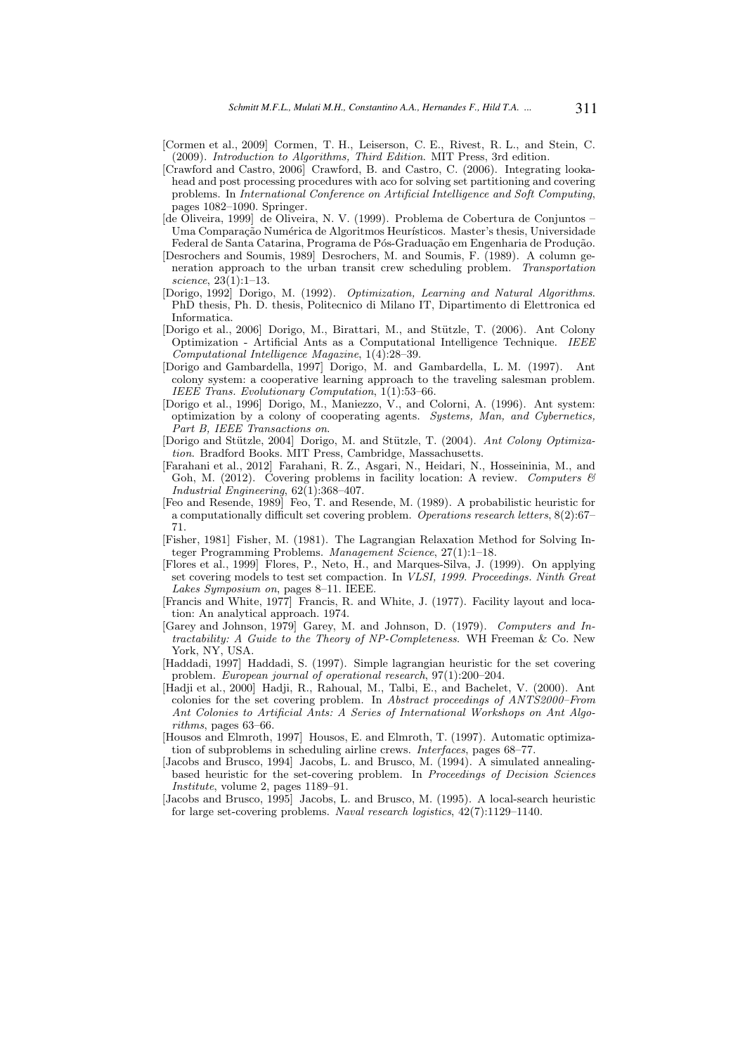[Cormen et al., 2009] Cormen, T. H., Leiserson, C. E., Rivest, R. L., and Stein, C. (2009). *Introduction to Algorithms, Third Edition*. MIT Press, 3rd edition.

[Crawford and Castro, 2006] Crawford, B. and Castro, C. (2006). Integrating lookahead and post processing procedures with aco for solving set partitioning and covering problems. In *International Conference on Artificial Intelligence and Soft Computing*, pages 1082–1090. Springer.

[de Oliveira, 1999] de Oliveira, N. V. (1999). Problema de Cobertura de Conjuntos – Uma Comparação Numérica de Algoritmos Heurísticos. Master's thesis, Universidade Federal de Santa Catarina, Programa de Pós-Graduação em Engenharia de Produção.

[Desrochers and Soumis, 1989] Desrochers, M. and Soumis, F. (1989). A column generation approach to the urban transit crew scheduling problem. *Transportation science*, 23(1):1–13.

[Dorigo, 1992] Dorigo, M. (1992). *Optimization, Learning and Natural Algorithms*. PhD thesis, Ph. D. thesis, Politecnico di Milano IT, Dipartimento di Elettronica ed Informatica.

[Dorigo et al., 2006] Dorigo, M., Birattari, M., and Stützle, T. (2006). Ant Colony Optimization - Artificial Ants as a Computational Intelligence Technique. *IEEE Computational Intelligence Magazine*, 1(4):28–39.

[Dorigo and Gambardella, 1997] Dorigo, M. and Gambardella, L. M. (1997). Ant colony system: a cooperative learning approach to the traveling salesman problem. *IEEE Trans. Evolutionary Computation*, 1(1):53–66.

[Dorigo et al., 1996] Dorigo, M., Maniezzo, V., and Colorni, A. (1996). Ant system: optimization by a colony of cooperating agents. *Systems, Man, and Cybernetics, Part B, IEEE Transactions on*.

[Dorigo and Stützle, 2004] Dorigo, M. and Stützle, T. (2004). *Ant Colony Optimization*. Bradford Books. MIT Press, Cambridge, Massachusetts.

[Farahani et al., 2012] Farahani, R. Z., Asgari, N., Heidari, N., Hosseininia, M., and Goh, M. (2012). Covering problems in facility location: A review. *Computers & Industrial Engineering*, 62(1):368–407.

[Feo and Resende, 1989] Feo, T. and Resende, M. (1989). A probabilistic heuristic for a computationally difficult set covering problem. *Operations research letters*, 8(2):67–71.

[Fisher, 1981] Fisher, M. (1981). The Lagrangian Relaxation Method for Solving Integer Programming Problems. *Management Science*, 27(1):1–18.

[Flores et al., 1999] Flores, P., Neto, H., and Marques-Silva, J. (1999). On applying set covering models to test set compaction. In *VLSI, 1999. Proceedings. Ninth Great Lakes Symposium on*, pages 8–11. IEEE.

[Francis and White, 1977] Francis, R. and White, J. (1977). Facility layout and location: An analytical approach. 1974.

[Garey and Johnson, 1979] Garey, M. and Johnson, D. (1979). *Computers and Intractability: A Guide to the Theory of NP-Completeness*. WH Freeman & Co. New York, NY, USA.

[Haddadi, 1997] Haddadi, S. (1997). Simple lagrangian heuristic for the set covering problem. *European journal of operational research*, 97(1):200–204.

[Hadji et al., 2000] Hadji, R., Rahoual, M., Talbi, E., and Bachelet, V. (2000). Ant colonies for the set covering problem. In *Abstract proceedings of ANTS2000–From Ant Colonies to Artificial Ants: A Series of International Workshops on Ant Algorithms*, pages 63–66.

[Housos and Elmroth, 1997] Housos, E. and Elmroth, T. (1997). Automatic optimization of subproblems in scheduling airline crews. *Interfaces*, pages 68–77.

[Jacobs and Brusco, 1994] Jacobs, L. and Brusco, M. (1994). A simulated annealing-based heuristic for the set-covering problem. In *Proceedings of Decision Sciences Institute*, volume 2, pages 1189–91.

[Jacobs and Brusco, 1995] Jacobs, L. and Brusco, M. (1995). A local-search heuristic for large set-covering problems. *Naval research logistics*, 42(7):1129–1140.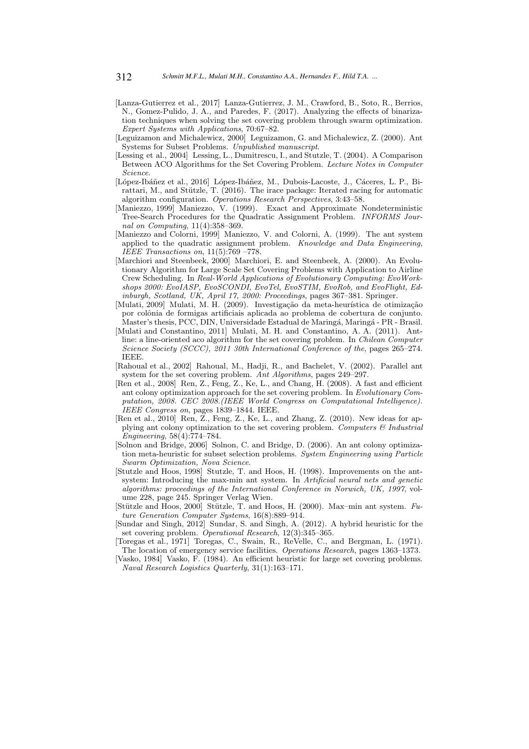[Lanza-Gutierrez et al., 2017] Lanza-Gutierrez, J. M., Crawford, B., Soto, R., Berrios, N., Gomez-Pulido, J. A., and Paredes, F. (2017). Analyzing the effects of binarization techniques when solving the set covering problem through swarm optimization. *Expert Systems with Applications*, 70:67–82.

[Leguizamon and Michalewicz, 2000] Leguizamon, G. and Michalewicz, Z. (2000). Ant Systems for Subset Problems. *Unpublished manuscript*.

[Lessing et al., 2004] Lessing, L., Dumitrescu, I., and Stutzle, T. (2004). A Comparison Between ACO Algorithms for the Set Covering Problem. *Lecture Notes in Computer Science*.

[López-Ibáñez et al., 2016] López-Ibáñez, M., Dubois-Lacoste, J., Cáceres, L. P., Birattari, M., and Stützle, T. (2016). The irace package: Iterated racing for automatic algorithm configuration. *Operations Research Perspectives*, 3:43–58.

[Maniezzo, 1999] Maniezzo, V. (1999). Exact and Approximate Nondeterministic Tree-Search Procedures for the Quadratic Assignment Problem. *INFORMS Journal on Computing*, 11(4):358–369.

[Maniezzo and Colorni, 1999] Maniezzo, V. and Colorni, A. (1999). The ant system applied to the quadratic assignment problem. *Knowledge and Data Engineering, IEEE Transactions on*, 11(5):769 –778.

[Marchiori and Steenbeek, 2000] Marchiori, E. and Steenbeek, A. (2000). An Evolutionary Algorithm for Large Scale Set Covering Problems with Application to Airline Crew Scheduling. In *Real-World Applications of Evolutionary Computing: EvoWorkshops 2000: EvoIASP, EvoSCONDI, EvoTel, EvoSTIM, EvoRob, and EvoFlight, Edinburgh, Scotland, UK, April 17, 2000: Proceedings*, pages 367–381. Springer.

[Mulati, 2009] Mulati, M. H. (2009). Investigação da meta-heurística de otimização por colônia de formigas artificiais aplicada ao problema de cobertura de conjunto. Master's thesis, PCC, DIN, Universidade Estadual de Maringá, Maringá - PR - Brasil.

[Mulati and Constantino, 2011] Mulati, M. H. and Constantino, A. A. (2011). Antline: a line-oriented aco algorithm for the set covering problem. In *Chilean Computer Science Society (SCCC), 2011 30th International Conference of the*, pages 265–274. IEEE.

[Rahoual et al., 2002] Rahoual, M., Hadji, R., and Bachelet, V. (2002). Parallel ant system for the set covering problem. *Ant Algorithms*, pages 249–297.

[Ren et al., 2008] Ren, Z., Feng, Z., Ke, L., and Chang, H. (2008). A fast and efficient ant colony optimization approach for the set covering problem. In *Evolutionary Computation, 2008. CEC 2008.(IEEE World Congress on Computational Intelligence). IEEE Congress on*, pages 1839–1844. IEEE.

[Ren et al., 2010] Ren, Z., Feng, Z., Ke, L., and Zhang, Z. (2010). New ideas for applying ant colony optimization to the set covering problem. *Computers & Industrial Engineering*, 58(4):774–784.

[Solnon and Bridge, 2006] Solnon, C. and Bridge, D. (2006). An ant colony optimization meta-heuristic for subset selection problems. *System Engineering using Particle Swarm Optimization, Nova Science*.

[Stutzle and Hoos, 1998] Stutzle, T. and Hoos, H. (1998). Improvements on the ant-system: Introducing the max-min ant system. In *Artificial neural nets and genetic algorithms: proceedings of the International Conference in Norwich, UK, 1997*, volume 228, page 245. Springer Verlag Wien.

[Stützle and Hoos, 2000] Stützle, T. and Hoos, H. (2000). Max–min ant system. *Future Generation Computer Systems*, 16(8):889–914.

[Sundar and Singh, 2012] Sundar, S. and Singh, A. (2012). A hybrid heuristic for the set covering problem. *Operational Research*, 12(3):345–365.

[Toregas et al., 1971] Toregas, C., Swain, R., ReVelle, C., and Bergman, L. (1971). The location of emergency service facilities. *Operations Research*, pages 1363–1373.

[Vasko, 1984] Vasko, F. (1984). An efficient heuristic for large set covering problems. *Naval Research Logistics Quarterly*, 31(1):163–171.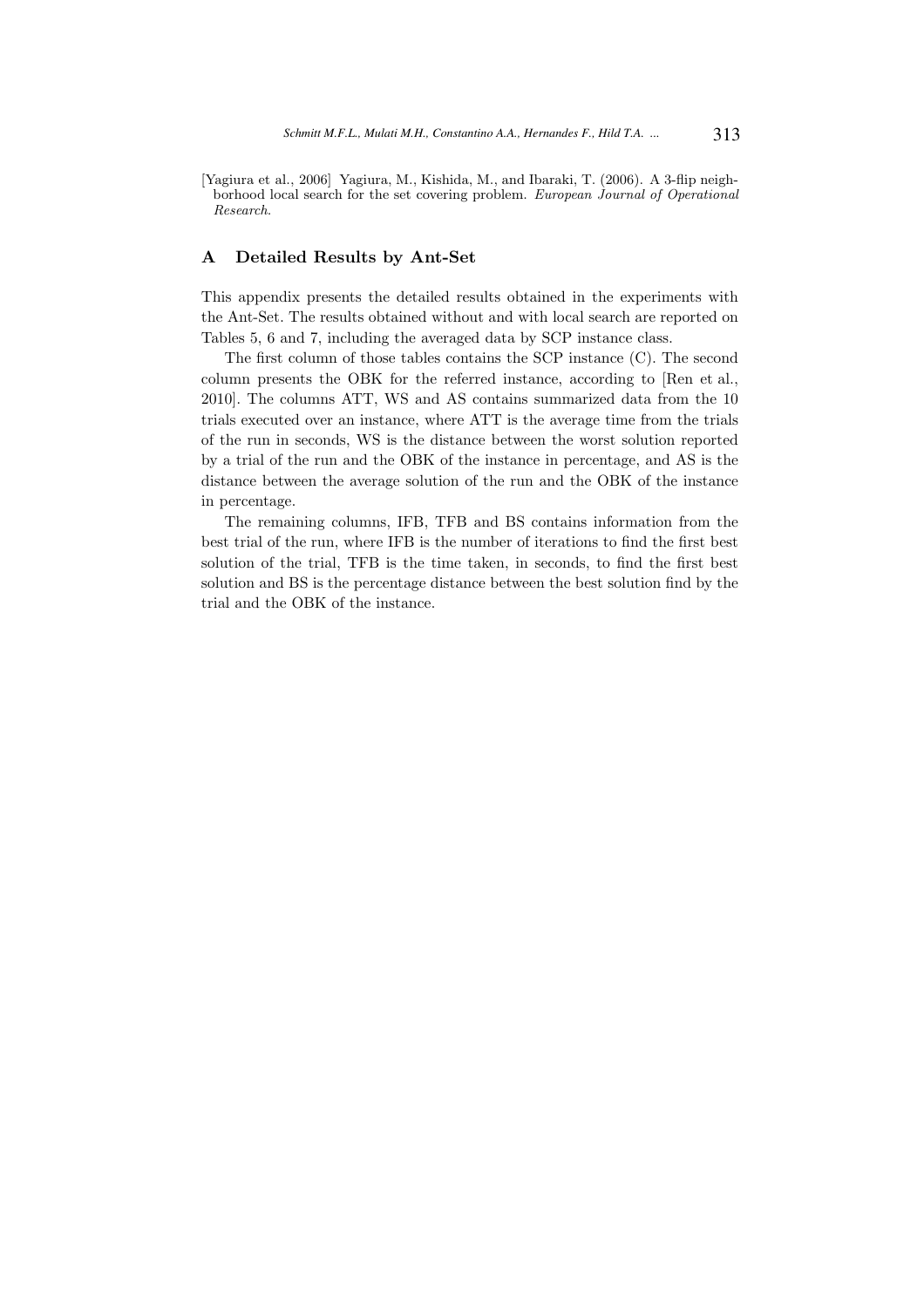[Yagiura et al., 2006] Yagiura, M., Kishida, M., and Ibaraki, T. (2006). A 3-flip neighborhood local search for the set covering problem. *European Journal of Operational Research*.

## A Detailed Results by Ant-Set

This appendix presents the detailed results obtained in the experiments with the Ant-Set. The results obtained without and with local search are reported on Tables 5, 6 and 7, including the averaged data by SCP instance class.

The first column of those tables contains the SCP instance (C). The second column presents the OBK for the referred instance, according to [Ren et al., 2010]. The columns ATT, WS and AS contains summarized data from the 10 trials executed over an instance, where ATT is the average time from the trials of the run in seconds, WS is the distance between the worst solution reported by a trial of the run and the OBK of the instance in percentage, and AS is the distance between the average solution of the run and the OBK of the instance in percentage.

The remaining columns, IFB, TFB and BS contains information from the best trial of the run, where IFB is the number of iterations to find the first best solution of the trial, TFB is the time taken, in seconds, to find the first best solution and BS is the percentage distance between the best solution find by the trial and the OBK of the instance.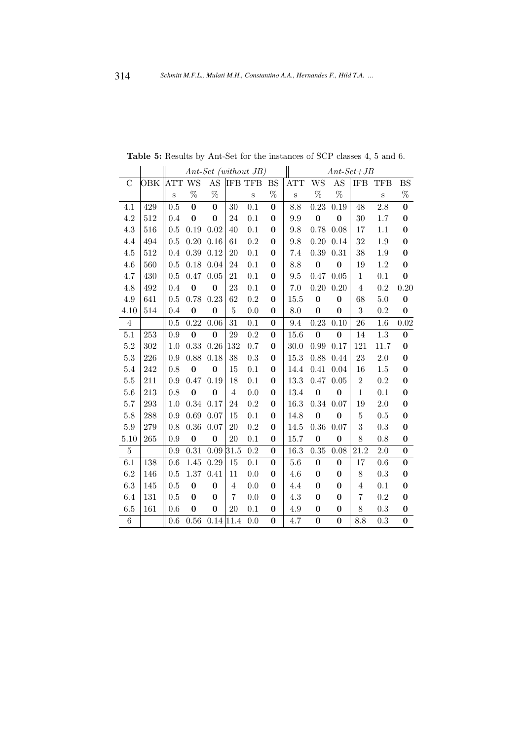**Table 5:** Results by Ant-Set for the instances of SCP classes 4, 5 and 6.

| | | *Ant-Set (without JB)* | | | | | | *Ant-Set+JB* | | | | | |
|---|---|---|---|---|---|---|---|---|---|---|---|---|---|
| C | OBK | ATT | WS | AS | IFB | TFB | BS | ATT | WS | AS | IFB | TFB | BS |
| | | s | % | % | | s | % | s | % | % | | s | % |
| 4.1 | 429 | 0.5 | **0** | **0** | 30 | 0.1 | **0** | 8.8 | 0.23 | 0.19 | 48 | 2.8 | **0** |
| 4.2 | 512 | 0.4 | **0** | **0** | 24 | 0.1 | **0** | 9.9 | **0** | **0** | 30 | 1.7 | **0** |
| 4.3 | 516 | 0.5 | 0.19 | 0.02 | 40 | 0.1 | **0** | 9.8 | 0.78 | 0.08 | 17 | 1.1 | **0** |
| 4.4 | 494 | 0.5 | 0.20 | 0.16 | 61 | 0.2 | **0** | 9.8 | 0.20 | 0.14 | 32 | 1.9 | **0** |
| 4.5 | 512 | 0.4 | 0.39 | 0.12 | 20 | 0.1 | **0** | 7.4 | 0.39 | 0.31 | 38 | 1.9 | **0** |
| 4.6 | 560 | 0.5 | 0.18 | 0.04 | 24 | 0.1 | **0** | 8.8 | **0** | **0** | 19 | 1.2 | **0** |
| 4.7 | 430 | 0.5 | 0.47 | 0.05 | 21 | 0.1 | **0** | 9.5 | 0.47 | 0.05 | 1 | 0.1 | **0** |
| 4.8 | 492 | 0.4 | **0** | **0** | 23 | 0.1 | **0** | 7.0 | 0.20 | 0.20 | 4 | 0.2 | 0.20 |
| 4.9 | 641 | 0.5 | 0.78 | 0.23 | 62 | 0.2 | **0** | 15.5 | **0** | **0** | 68 | 5.0 | **0** |
| 4.10 | 514 | 0.4 | **0** | **0** | 5 | 0.0 | **0** | 8.0 | **0** | **0** | 3 | 0.2 | **0** |
| 4 | | 0.5 | 0.22 | 0.06 | 31 | 0.1 | **0** | 9.4 | 0.23 | 0.10 | 26 | 1.6 | 0.02 |
| 5.1 | 253 | 0.9 | **0** | **0** | 29 | 0.2 | **0** | 15.6 | **0** | **0** | 14 | 1.3 | **0** |
| 5.2 | 302 | 1.0 | 0.33 | 0.26 | 132 | 0.7 | **0** | 30.0 | 0.99 | 0.17 | 121 | 11.7 | **0** |
| 5.3 | 226 | 0.9 | 0.88 | 0.18 | 38 | 0.3 | **0** | 15.3 | 0.88 | 0.44 | 23 | 2.0 | **0** |
| 5.4 | 242 | 0.8 | **0** | **0** | 15 | 0.1 | **0** | 14.4 | 0.41 | 0.04 | 16 | 1.5 | **0** |
| 5.5 | 211 | 0.9 | 0.47 | 0.19 | 18 | 0.1 | **0** | 13.3 | 0.47 | 0.05 | 2 | 0.2 | **0** |
| 5.6 | 213 | 0.8 | **0** | **0** | 4 | 0.0 | **0** | 13.4 | **0** | **0** | 1 | 0.1 | **0** |
| 5.7 | 293 | 1.0 | 0.34 | 0.17 | 24 | 0.2 | **0** | 16.3 | 0.34 | 0.07 | 19 | 2.0 | **0** |
| 5.8 | 288 | 0.9 | 0.69 | 0.07 | 15 | 0.1 | **0** | 14.8 | **0** | **0** | 5 | 0.5 | **0** |
| 5.9 | 279 | 0.8 | 0.36 | 0.07 | 20 | 0.2 | **0** | 14.5 | 0.36 | 0.07 | 3 | 0.3 | **0** |
| 5.10 | 265 | 0.9 | **0** | **0** | 20 | 0.1 | **0** | 15.7 | **0** | **0** | 8 | 0.8 | **0** |
| 5 | | 0.9 | 0.31 | 0.09 | 31.5 | 0.2 | **0** | 16.3 | 0.35 | 0.08 | 21.2 | 2.0 | **0** |
| 6.1 | 138 | 0.6 | 1.45 | 0.29 | 15 | 0.1 | **0** | 5.6 | **0** | **0** | 17 | 0.6 | **0** |
| 6.2 | 146 | 0.5 | 1.37 | 0.41 | 11 | 0.0 | **0** | 4.6 | **0** | **0** | 8 | 0.3 | **0** |
| 6.3 | 145 | 0.5 | **0** | **0** | 4 | 0.0 | **0** | 4.4 | **0** | **0** | 4 | 0.1 | **0** |
| 6.4 | 131 | 0.5 | **0** | **0** | 7 | 0.0 | **0** | 4.3 | **0** | **0** | 7 | 0.2 | **0** |
| 6.5 | 161 | 0.6 | **0** | **0** | 20 | 0.1 | **0** | 4.9 | **0** | **0** | 8 | 0.3 | **0** |
| 6 | | 0.6 | 0.56 | 0.14 | 11.4 | 0.0 | **0** | 4.7 | **0** | **0** | 8.8 | 0.3 | **0** |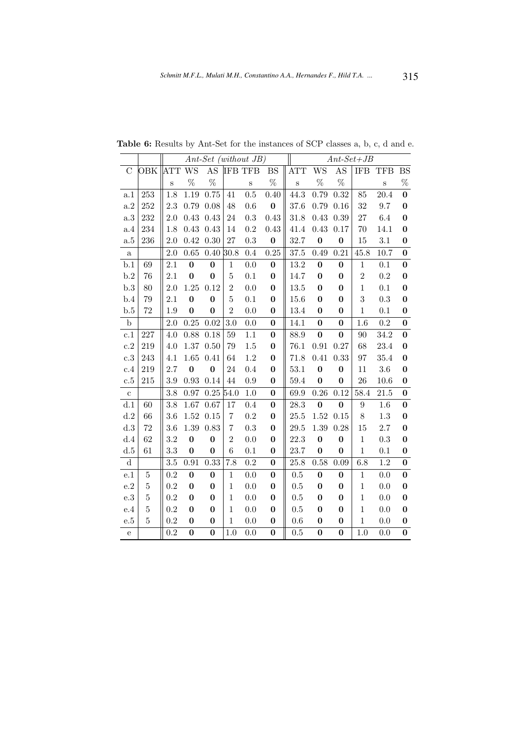**Table 6:** Results by Ant-Set for the instances of SCP classes a, b, c, d and e.

| | | *Ant-Set (without JB)* | | | | | | *Ant-Set+JB* | | | | | |
|---|---|---|---|---|---|---|---|---|---|---|---|---|---|
| C | OBK | ATT | WS | AS | IFB | TFB | BS | ATT | WS | AS | IFB | TFB | BS |
| | | s | % | % | | s | % | s | % | % | | s | % |
| a.1 | 253 | 1.8 | 1.19 | 0.75 | 41 | 0.5 | 0.40 | 44.3 | 0.79 | 0.32 | 85 | 20.4 | **0** |
| a.2 | 252 | 2.3 | 0.79 | 0.08 | 48 | 0.6 | **0** | 37.6 | 0.79 | 0.16 | 32 | 9.7 | **0** |
| a.3 | 232 | 2.0 | 0.43 | 0.43 | 24 | 0.3 | 0.43 | 31.8 | 0.43 | 0.39 | 27 | 6.4 | **0** |
| a.4 | 234 | 1.8 | 0.43 | 0.43 | 14 | 0.2 | 0.43 | 41.4 | 0.43 | 0.17 | 70 | 14.1 | **0** |
| a.5 | 236 | 2.0 | 0.42 | 0.30 | 27 | 0.3 | **0** | 32.7 | **0** | **0** | 15 | 3.1 | **0** |
| a | | 2.0 | 0.65 | 0.40 | 30.8 | 0.4 | 0.25 | 37.5 | 0.49 | 0.21 | 45.8 | 10.7 | **0** |
| b.1 | 69 | 2.1 | **0** | **0** | 1 | 0.0 | **0** | 13.2 | **0** | **0** | 1 | 0.1 | **0** |
| b.2 | 76 | 2.1 | **0** | **0** | 5 | 0.1 | **0** | 14.7 | **0** | **0** | 2 | 0.2 | **0** |
| b.3 | 80 | 2.0 | 1.25 | 0.12 | 2 | 0.0 | **0** | 13.5 | **0** | **0** | 1 | 0.1 | **0** |
| b.4 | 79 | 2.1 | **0** | **0** | 5 | 0.1 | **0** | 15.6 | **0** | **0** | 3 | 0.3 | **0** |
| b.5 | 72 | 1.9 | **0** | **0** | 2 | 0.0 | **0** | 13.4 | **0** | **0** | 1 | 0.1 | **0** |
| b | | 2.0 | 0.25 | 0.02 | 3.0 | 0.0 | **0** | 14.1 | **0** | **0** | 1.6 | 0.2 | **0** |
| c.1 | 227 | 4.0 | 0.88 | 0.18 | 59 | 1.1 | **0** | 88.9 | **0** | **0** | 90 | 34.2 | **0** |
| c.2 | 219 | 4.0 | 1.37 | 0.50 | 79 | 1.5 | **0** | 76.1 | 0.91 | 0.27 | 68 | 23.4 | **0** |
| c.3 | 243 | 4.1 | 1.65 | 0.41 | 64 | 1.2 | **0** | 71.8 | 0.41 | 0.33 | 97 | 35.4 | **0** |
| c.4 | 219 | 2.7 | **0** | **0** | 24 | 0.4 | **0** | 53.1 | **0** | **0** | 11 | 3.6 | **0** |
| c.5 | 215 | 3.9 | 0.93 | 0.14 | 44 | 0.9 | **0** | 59.4 | **0** | **0** | 26 | 10.6 | **0** |
| c | | 3.8 | 0.97 | 0.25 | 54.0 | 1.0 | **0** | 69.9 | 0.26 | 0.12 | 58.4 | 21.5 | **0** |
| d.1 | 60 | 3.8 | 1.67 | 0.67 | 17 | 0.4 | **0** | 28.3 | **0** | **0** | 9 | 1.6 | **0** |
| d.2 | 66 | 3.6 | 1.52 | 0.15 | 7 | 0.2 | **0** | 25.5 | 1.52 | 0.15 | 8 | 1.3 | **0** |
| d.3 | 72 | 3.6 | 1.39 | 0.83 | 7 | 0.3 | **0** | 29.5 | 1.39 | 0.28 | 15 | 2.7 | **0** |
| d.4 | 62 | 3.2 | **0** | **0** | 2 | 0.0 | **0** | 22.3 | **0** | **0** | 1 | 0.3 | **0** |
| d.5 | 61 | 3.3 | **0** | **0** | 6 | 0.1 | **0** | 23.7 | **0** | **0** | 1 | 0.1 | **0** |
| d | | 3.5 | 0.91 | 0.33 | 7.8 | 0.2 | **0** | 25.8 | 0.58 | 0.09 | 6.8 | 1.2 | **0** |
| e.1 | 5 | 0.2 | **0** | **0** | 1 | 0.0 | **0** | 0.5 | **0** | **0** | 1 | 0.0 | **0** |
| e.2 | 5 | 0.2 | **0** | **0** | 1 | 0.0 | **0** | 0.5 | **0** | **0** | 1 | 0.0 | **0** |
| e.3 | 5 | 0.2 | **0** | **0** | 1 | 0.0 | **0** | 0.5 | **0** | **0** | 1 | 0.0 | **0** |
| e.4 | 5 | 0.2 | **0** | **0** | 1 | 0.0 | **0** | 0.5 | **0** | **0** | 1 | 0.0 | **0** |
| e.5 | 5 | 0.2 | **0** | **0** | 1 | 0.0 | **0** | 0.6 | **0** | **0** | 1 | 0.0 | **0** |
| e | | 0.2 | **0** | **0** | 1.0 | 0.0 | **0** | 0.5 | **0** | **0** | 1.0 | 0.0 | **0** |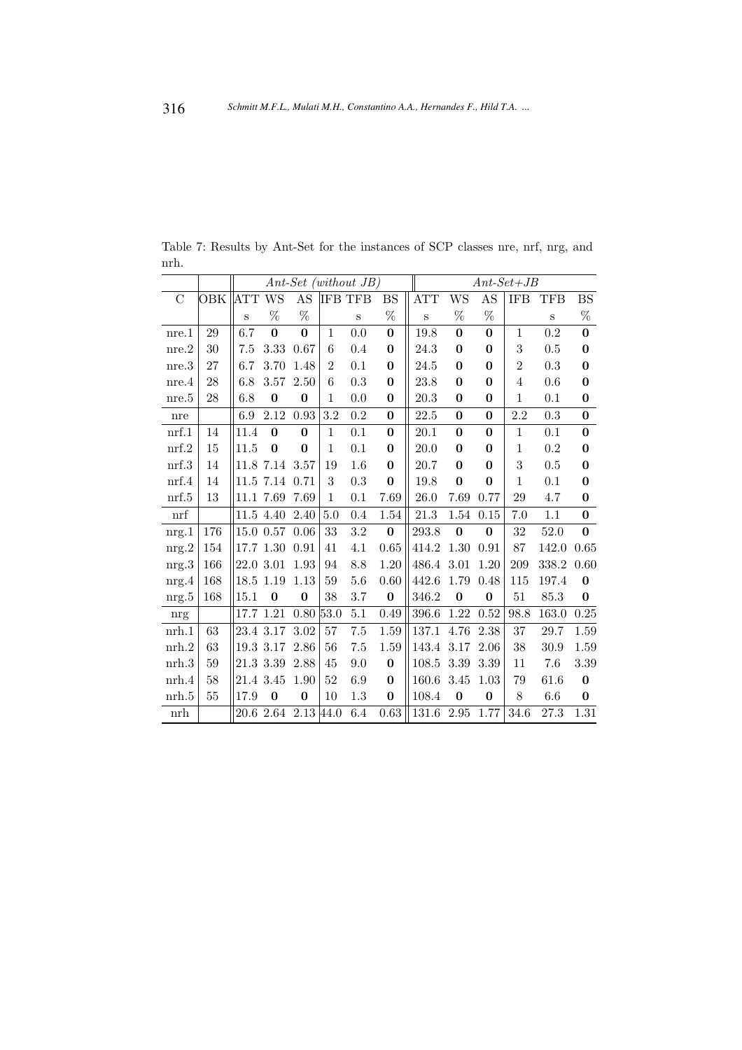Table 7: Results by Ant-Set for the instances of SCP classes nre, nrf, nrg, and nrh.

| | | *Ant-Set (without JB)* | | | | | | *Ant-Set+JB* | | | | | |
|---|---|---|---|---|---|---|---|---|---|---|---|---|---|
| C | OBK | ATT | WS | AS | IFB | TFB | BS | ATT | WS | AS | IFB | TFB | BS |
| | | s | % | % | | s | % | s | % | % | | s | % |
| nre.1 | 29 | 6.7 | **0** | **0** | 1 | 0.0 | **0** | 19.8 | **0** | **0** | 1 | 0.2 | **0** |
| nre.2 | 30 | 7.5 | 3.33 | 0.67 | 6 | 0.4 | **0** | 24.3 | **0** | **0** | 3 | 0.5 | **0** |
| nre.3 | 27 | 6.7 | 3.70 | 1.48 | 2 | 0.1 | **0** | 24.5 | **0** | **0** | 2 | 0.3 | **0** |
| nre.4 | 28 | 6.8 | 3.57 | 2.50 | 6 | 0.3 | **0** | 23.8 | **0** | **0** | 4 | 0.6 | **0** |
| nre.5 | 28 | 6.8 | **0** | **0** | 1 | 0.0 | **0** | 20.3 | **0** | **0** | 1 | 0.1 | **0** |
| nre | | 6.9 | 2.12 | 0.93 | 3.2 | 0.2 | **0** | 22.5 | **0** | **0** | 2.2 | 0.3 | **0** |
| nrf.1 | 14 | 11.4 | **0** | **0** | 1 | 0.1 | **0** | 20.1 | **0** | **0** | 1 | 0.1 | **0** |
| nrf.2 | 15 | 11.5 | **0** | **0** | 1 | 0.1 | **0** | 20.0 | **0** | **0** | 1 | 0.2 | **0** |
| nrf.3 | 14 | 11.8 | 7.14 | 3.57 | 19 | 1.6 | **0** | 20.7 | **0** | **0** | 3 | 0.5 | **0** |
| nrf.4 | 14 | 11.5 | 7.14 | 0.71 | 3 | 0.3 | **0** | 19.8 | **0** | **0** | 1 | 0.1 | **0** |
| nrf.5 | 13 | 11.1 | 7.69 | 7.69 | 1 | 0.1 | 7.69 | 26.0 | 7.69 | 0.77 | 29 | 4.7 | **0** |
| nrf | | 11.5 | 4.40 | 2.40 | 5.0 | 0.4 | 1.54 | 21.3 | 1.54 | 0.15 | 7.0 | 1.1 | **0** |
| nrg.1 | 176 | 15.0 | 0.57 | 0.06 | 33 | 3.2 | **0** | 293.8 | **0** | **0** | 32 | 52.0 | **0** |
| nrg.2 | 154 | 17.7 | 1.30 | 0.91 | 41 | 4.1 | 0.65 | 414.2 | 1.30 | 0.91 | 87 | 142.0 | 0.65 |
| nrg.3 | 166 | 22.0 | 3.01 | 1.93 | 94 | 8.8 | 1.20 | 486.4 | 3.01 | 1.20 | 209 | 338.2 | 0.60 |
| nrg.4 | 168 | 18.5 | 1.19 | 1.13 | 59 | 5.6 | 0.60 | 442.6 | 1.79 | 0.48 | 115 | 197.4 | **0** |
| nrg.5 | 168 | 15.1 | **0** | **0** | 38 | 3.7 | **0** | 346.2 | **0** | **0** | 51 | 85.3 | **0** |
| nrg | | 17.7 | 1.21 | 0.80 | 53.0 | 5.1 | 0.49 | 396.6 | 1.22 | 0.52 | 98.8 | 163.0 | 0.25 |
| nrh.1 | 63 | 23.4 | 3.17 | 3.02 | 57 | 7.5 | 1.59 | 137.1 | 4.76 | 2.38 | 37 | 29.7 | 1.59 |
| nrh.2 | 63 | 19.3 | 3.17 | 2.86 | 56 | 7.5 | 1.59 | 143.4 | 3.17 | 2.06 | 38 | 30.9 | 1.59 |
| nrh.3 | 59 | 21.3 | 3.39 | 2.88 | 45 | 9.0 | **0** | 108.5 | 3.39 | 3.39 | 11 | 7.6 | 3.39 |
| nrh.4 | 58 | 21.4 | 3.45 | 1.90 | 52 | 6.9 | **0** | 160.6 | 3.45 | 1.03 | 79 | 61.6 | **0** |
| nrh.5 | 55 | 17.9 | **0** | **0** | 10 | 1.3 | **0** | 108.4 | **0** | **0** | 8 | 6.6 | **0** |
| nrh | | 20.6 | 2.64 | 2.13 | 44.0 | 6.4 | 0.63 | 131.6 | 2.95 | 1.77 | 34.6 | 27.3 | 1.31 |